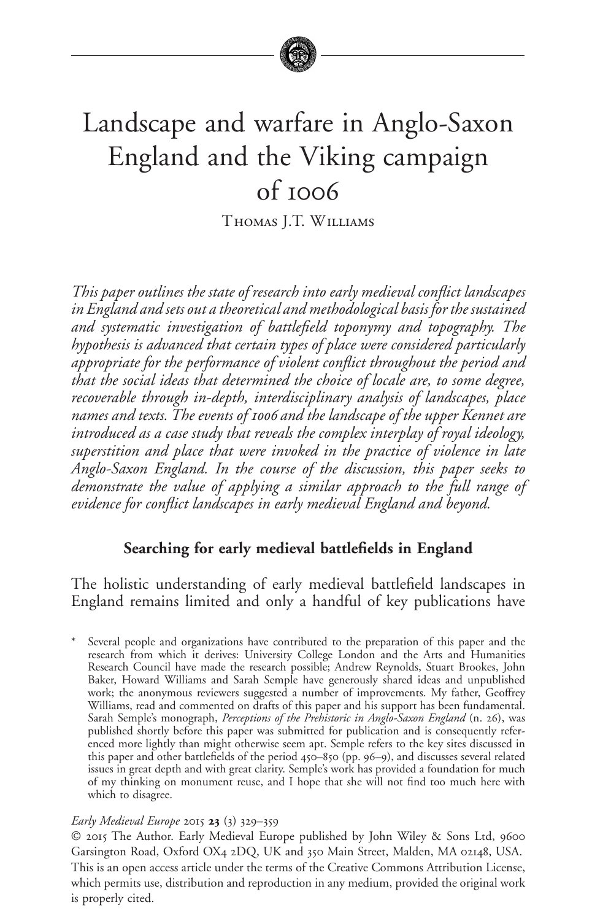# Landscape and warfare in Anglo-Saxon England and the Viking campaign of 1006

Thomas J.T. Williams

*This paper outlines the state of research into early medieval conflict landscapes in England and sets out a theoretical and methodological basis for the sustained and systematic investigation of battlefield toponymy and topography. The hypothesis is advanced that certain types of place were considered particularly appropriate for the performance of violent conflict throughout the period and that the social ideas that determined the choice of locale are, to some degree, recoverable through in-depth, interdisciplinary analysis of landscapes, place names and texts. The events of 1006 and the landscape of the upper Kennet are introduced as a case study that reveals the complex interplay of royal ideology, superstition and place that were invoked in the practice of violence in late Anglo-Saxon England. In the course of the discussion, this paper seeks to demonstrate the value of applying a similar approach to the full range of evidence for conflict landscapes in early medieval England and beyond.*

## Searching for early medieval battlefields in England

The holistic understanding of early medieval battlefield landscapes in England remains limited and only a handful of key publications have

\* Several people and organizations have contributed to the preparation of this paper and the research from which it derives: University College London and the Arts and Humanities Research Council have made the research possible; Andrew Reynolds, Stuart Brookes, John Baker, Howard Williams and Sarah Semple have generously shared ideas and unpublished work; the anonymous reviewers suggested a number of improvements. My father, Geoffrey Williams, read and commented on drafts of this paper and his support has been fundamental. Sarah Semple's monograph, *Perceptions of the Prehistoric in Anglo-Saxon England* (n. 26), was published shortly before this paper was submitted for publication and is consequently referenced more lightly than might otherwise seem apt. Semple refers to the key sites discussed in this paper and other battlefields of the period 450–850 (pp. 96–9), and discusses several related issues in great depth and with great clarity. Semple's work has provided a foundation for much of my thinking on monument reuse, and I hope that she will not find too much here with which to disagree.

*Early Medieval Europe* 2015 **23** (3) 329–359

© 2015 The Author. Early Medieval Europe published by John Wiley & Sons Ltd, 9600 Garsington Road, Oxford OX4 2DQ, UK and 350 Main Street, Malden, MA 02148, USA.
This is an open access article under the terms of the Creative Commons Attribution License, which permits use, distribution and reproduction in any medium, provided the original work is properly cited.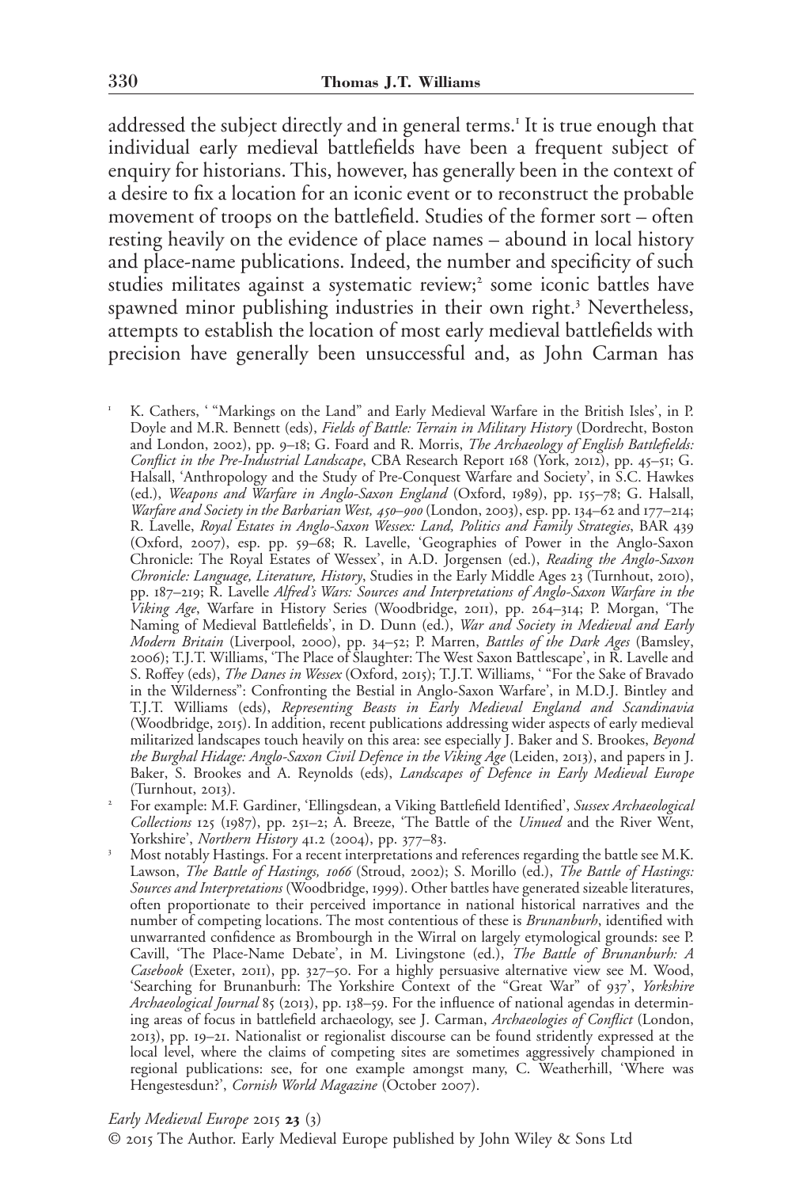addressed the subject directly and in general terms.[1] It is true enough that individual early medieval battlefields have been a frequent subject of enquiry for historians. This, however, has generally been in the context of a desire to fix a location for an iconic event or to reconstruct the probable movement of troops on the battlefield. Studies of the former sort – often resting heavily on the evidence of place names – abound in local history and place-name publications. Indeed, the number and specificity of such studies militates against a systematic review;[2] some iconic battles have spawned minor publishing industries in their own right.[3] Nevertheless, attempts to establish the location of most early medieval battlefields with precision have generally been unsuccessful and, as John Carman has

[1] K. Cathers, ' "Markings on the Land" and Early Medieval Warfare in the British Isles', in P. Doyle and M.R. Bennett (eds), *Fields of Battle: Terrain in Military History* (Dordrecht, Boston and London, 2002), pp. 9–18; G. Foard and R. Morris, *The Archaeology of English Battlefields: Conflict in the Pre-Industrial Landscape*, CBA Research Report 168 (York, 2012), pp. 45–51; G. Halsall, 'Anthropology and the Study of Pre-Conquest Warfare and Society', in S.C. Hawkes (ed.), *Weapons and Warfare in Anglo-Saxon England* (Oxford, 1989), pp. 155–78; G. Halsall, *Warfare and Society in the Barbarian West, 450–900* (London, 2003), esp. pp. 134–62 and 177–214; R. Lavelle, *Royal Estates in Anglo-Saxon Wessex: Land, Politics and Family Strategies*, BAR 439 (Oxford, 2007), esp. pp. 59–68; R. Lavelle, 'Geographies of Power in the Anglo-Saxon Chronicle: The Royal Estates of Wessex', in A.D. Jorgensen (ed.), *Reading the Anglo-Saxon Chronicle: Language, Literature, History*, Studies in the Early Middle Ages 23 (Turnhout, 2010), pp. 187–219; R. Lavelle *Alfred's Wars: Sources and Interpretations of Anglo-Saxon Warfare in the Viking Age*, Warfare in History Series (Woodbridge, 2011), pp. 264–314; P. Morgan, 'The Naming of Medieval Battlefields', in D. Dunn (ed.), *War and Society in Medieval and Early Modern Britain* (Liverpool, 2000), pp. 34–52; P. Marren, *Battles of the Dark Ages* (Bamsley, 2006); T.J.T. Williams, 'The Place of Slaughter: The West Saxon Battlescape', in R. Lavelle and S. Roffey (eds), *The Danes in Wessex* (Oxford, 2015); T.J.T. Williams, ' "For the Sake of Bravado in the Wilderness": Confronting the Bestial in Anglo-Saxon Warfare', in M.D.J. Bintley and T.J.T. Williams (eds), *Representing Beasts in Early Medieval England and Scandinavia* (Woodbridge, 2015). In addition, recent publications addressing wider aspects of early medieval militarized landscapes touch heavily on this area: see especially J. Baker and S. Brookes, *Beyond the Burghal Hidage: Anglo-Saxon Civil Defence in the Viking Age* (Leiden, 2013), and papers in J. Baker, S. Brookes and A. Reynolds (eds), *Landscapes of Defence in Early Medieval Europe* (Turnhout, 2013).

[2] For example: M.F. Gardiner, 'Ellingsdean, a Viking Battlefield Identified', *Sussex Archaeological Collections* 125 (1987), pp. 251–2; A. Breeze, 'The Battle of the *Uinued* and the River Went, Yorkshire', *Northern History* 41.2 (2004), pp. 377–83.

[3] Most notably Hastings. For a recent interpretations and references regarding the battle see M.K. Lawson, *The Battle of Hastings, 1066* (Stroud, 2002); S. Morillo (ed.), *The Battle of Hastings: Sources and Interpretations* (Woodbridge, 1999). Other battles have generated sizeable literatures, often proportionate to their perceived importance in national historical narratives and the number of competing locations. The most contentious of these is *Brunanburh*, identified with unwarranted confidence as Brombourgh in the Wirral on largely etymological grounds: see P. Cavill, 'The Place-Name Debate', in M. Livingstone (ed.), *The Battle of Brunanburh: A Casebook* (Exeter, 2011), pp. 327–50. For a highly persuasive alternative view see M. Wood, 'Searching for Brunanburh: The Yorkshire Context of the "Great War" of 937', *Yorkshire Archaeological Journal* 85 (2013), pp. 138–59. For the influence of national agendas in determining areas of focus in battlefield archaeology, see J. Carman, *Archaeologies of Conflict* (London, 2013), pp. 19–21. Nationalist or regionalist discourse can be found stridently expressed at the local level, where the claims of competing sites are sometimes aggressively championed in regional publications: see, for one example amongst many, C. Weatherhill, 'Where was Hengestesdun?', *Cornish World Magazine* (October 2007).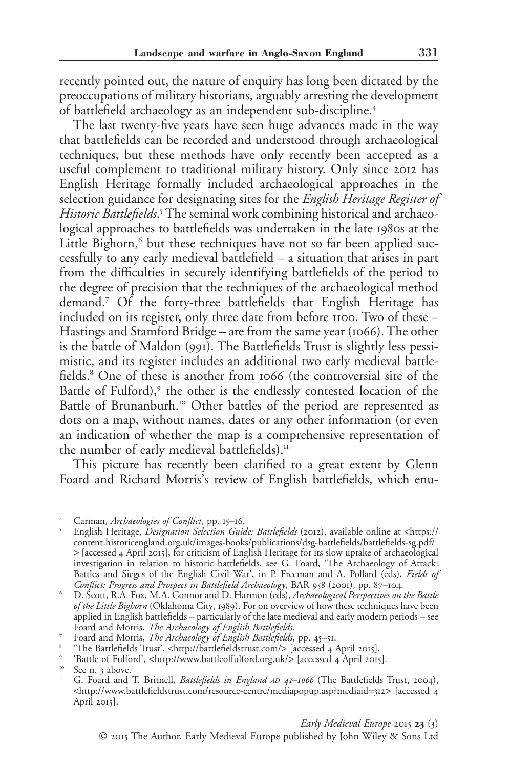recently pointed out, the nature of enquiry has long been dictated by the preoccupations of military historians, arguably arresting the development of battlefield archaeology as an independent sub-discipline.[4]

The last twenty-five years have seen huge advances made in the way that battlefields can be recorded and understood through archaeological techniques, but these methods have only recently been accepted as a useful complement to traditional military history. Only since 2012 has English Heritage formally included archaeological approaches in the selection guidance for designating sites for the *English Heritage Register of Historic Battlefields*.[5] The seminal work combining historical and archaeological approaches to battlefields was undertaken in the late 1980s at the Little Bighorn,[6] but these techniques have not so far been applied successfully to any early medieval battlefield – a situation that arises in part from the difficulties in securely identifying battlefields of the period to the degree of precision that the techniques of the archaeological method demand.[7] Of the forty-three battlefields that English Heritage has included on its register, only three date from before 1100. Two of these – Hastings and Stamford Bridge – are from the same year (1066). The other is the battle of Maldon (991). The Battlefields Trust is slightly less pessimistic, and its register includes an additional two early medieval battlefields.[8] One of these is another from 1066 (the controversial site of the Battle of Fulford),[9] the other is the endlessly contested location of the Battle of Brunanburh.[10] Other battles of the period are represented as dots on a map, without names, dates or any other information (or even an indication of whether the map is a comprehensive representation of the number of early medieval battlefields).[11]

This picture has recently been clarified to a great extent by Glenn Foard and Richard Morris's review of English battlefields, which enu-

[4] Carman, *Archaeologies of Conflict*, pp. 15–16.

[5] English Heritage, *Designation Selection Guide: Battlefields* (2012), available online at <https://content.historicengland.org.uk/images-books/publications/dsg-battlefields/battlefields-sg.pdf/> [accessed 4 April 2015]; for criticism of English Heritage for its slow uptake of archaeological investigation in relation to historic battlefields, see G. Foard, 'The Archaeology of Attack: Battles and Sieges of the English Civil War', in P. Freeman and A. Pollard (eds), *Fields of Conflict: Progress and Prospect in Battlefield Archaeology*, BAR 958 (2001), pp. 87–104.

[6] D. Scott, R.A. Fox, M.A. Connor and D. Harmon (eds), *Archaeological Perspectives on the Battle of the Little Bighorn* (Oklahoma City, 1989). For on overview of how these techniques have been applied in English battlefields – particularly of the late medieval and early modern periods – see Foard and Morris, *The Archaeology of English Battlefields*.

[7] Foard and Morris, *The Archaeology of English Battlefields*, pp. 45–51.

[8] 'The Battlefields Trust', <http://battlefieldstrust.com/> [accessed 4 April 2015].

[9] 'Battle of Fulford', <http://www.battleoffulford.org.uk/> [accessed 4 April 2015].

[10] See n. 3 above.

[11] G. Foard and T. Britnell, *Battlefields in England AD 41–1066* (The Battlefields Trust, 2004), <http://www.battlefieldstrust.com/resource-centre/mediapopup.asp?mediaid=312> [accessed 4 April 2015].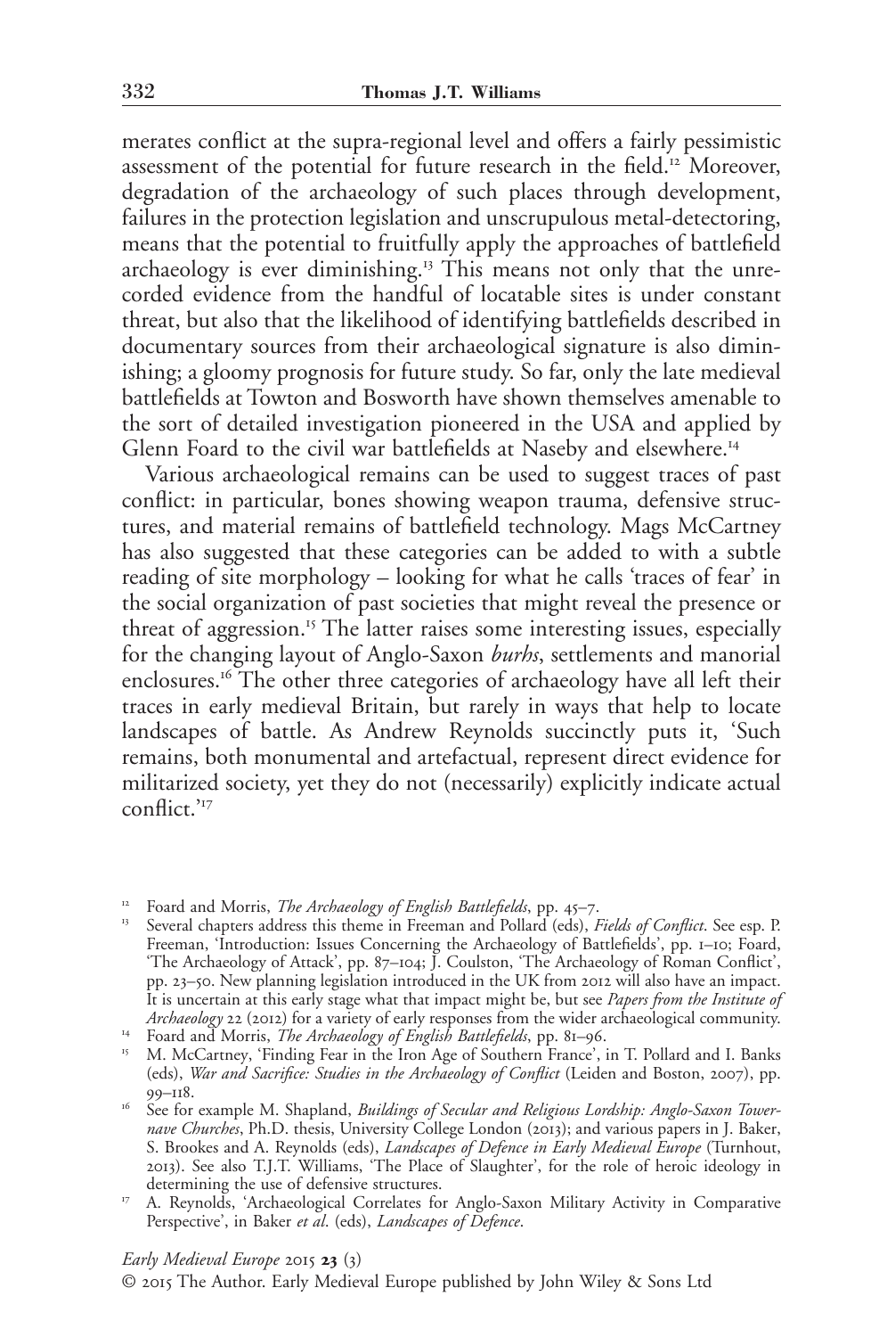merates conflict at the supra-regional level and offers a fairly pessimistic assessment of the potential for future research in the field.[12] Moreover, degradation of the archaeology of such places through development, failures in the protection legislation and unscrupulous metal-detectoring, means that the potential to fruitfully apply the approaches of battlefield archaeology is ever diminishing.[13] This means not only that the unrecorded evidence from the handful of locatable sites is under constant threat, but also that the likelihood of identifying battlefields described in documentary sources from their archaeological signature is also diminishing; a gloomy prognosis for future study. So far, only the late medieval battlefields at Towton and Bosworth have shown themselves amenable to the sort of detailed investigation pioneered in the USA and applied by Glenn Foard to the civil war battlefields at Naseby and elsewhere.[14]

Various archaeological remains can be used to suggest traces of past conflict: in particular, bones showing weapon trauma, defensive structures, and material remains of battlefield technology. Mags McCartney has also suggested that these categories can be added to with a subtle reading of site morphology – looking for what he calls 'traces of fear' in the social organization of past societies that might reveal the presence or threat of aggression.[15] The latter raises some interesting issues, especially for the changing layout of Anglo-Saxon *burhs*, settlements and manorial enclosures.[16] The other three categories of archaeology have all left their traces in early medieval Britain, but rarely in ways that help to locate landscapes of battle. As Andrew Reynolds succinctly puts it, 'Such remains, both monumental and artefactual, represent direct evidence for militarized society, yet they do not (necessarily) explicitly indicate actual conflict.'[17]

---

[12] Foard and Morris, *The Archaeology of English Battlefields*, pp. 45–7.

[13] Several chapters address this theme in Freeman and Pollard (eds), *Fields of Conflict*. See esp. P. Freeman, 'Introduction: Issues Concerning the Archaeology of Battlefields', pp. 1–10; Foard, 'The Archaeology of Attack', pp. 87–104; J. Coulston, 'The Archaeology of Roman Conflict', pp. 23–50. New planning legislation introduced in the UK from 2012 will also have an impact. It is uncertain at this early stage what that impact might be, but see *Papers from the Institute of Archaeology* 22 (2012) for a variety of early responses from the wider archaeological community.

[14] Foard and Morris, *The Archaeology of English Battlefields*, pp. 81–96.

[15] M. McCartney, 'Finding Fear in the Iron Age of Southern France', in T. Pollard and I. Banks (eds), *War and Sacrifice: Studies in the Archaeology of Conflict* (Leiden and Boston, 2007), pp. 99–118.

[16] See for example M. Shapland, *Buildings of Secular and Religious Lordship: Anglo-Saxon Tower-nave Churches*, Ph.D. thesis, University College London (2013); and various papers in J. Baker, S. Brookes and A. Reynolds (eds), *Landscapes of Defence in Early Medieval Europe* (Turnhout, 2013). See also T.J.T. Williams, 'The Place of Slaughter', for the role of heroic ideology in determining the use of defensive structures.

[17] A. Reynolds, 'Archaeological Correlates for Anglo-Saxon Military Activity in Comparative Perspective', in Baker *et al.* (eds), *Landscapes of Defence*.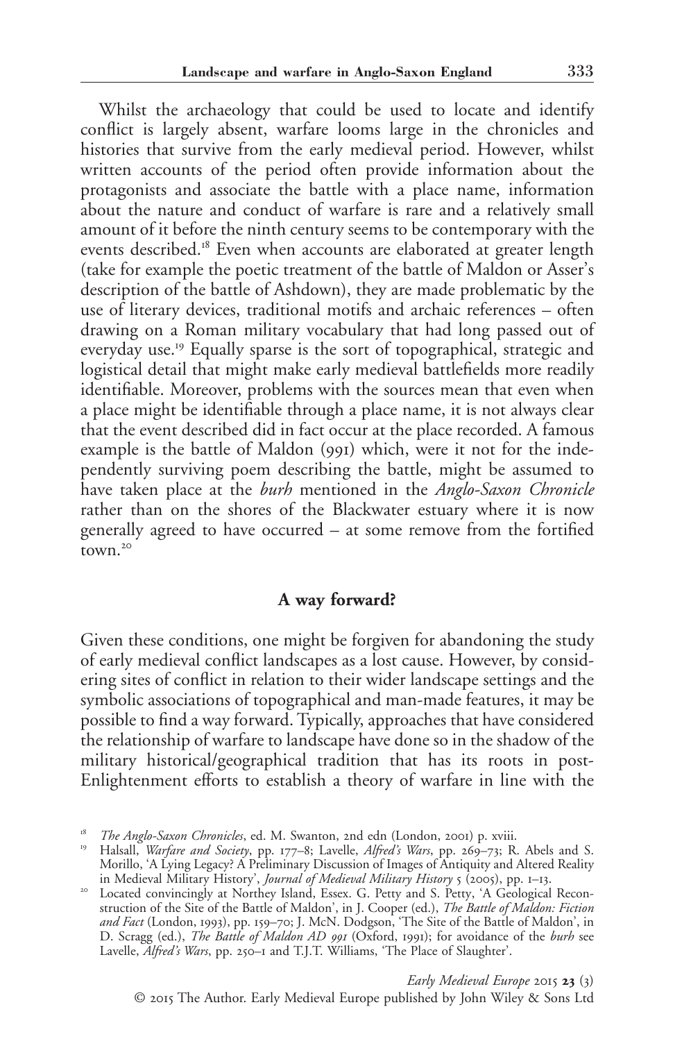Whilst the archaeology that could be used to locate and identify conflict is largely absent, warfare looms large in the chronicles and histories that survive from the early medieval period. However, whilst written accounts of the period often provide information about the protagonists and associate the battle with a place name, information about the nature and conduct of warfare is rare and a relatively small amount of it before the ninth century seems to be contemporary with the events described.[18] Even when accounts are elaborated at greater length (take for example the poetic treatment of the battle of Maldon or Asser's description of the battle of Ashdown), they are made problematic by the use of literary devices, traditional motifs and archaic references – often drawing on a Roman military vocabulary that had long passed out of everyday use.[19] Equally sparse is the sort of topographical, strategic and logistical detail that might make early medieval battlefields more readily identifiable. Moreover, problems with the sources mean that even when a place might be identifiable through a place name, it is not always clear that the event described did in fact occur at the place recorded. A famous example is the battle of Maldon (991) which, were it not for the independently surviving poem describing the battle, might be assumed to have taken place at the *burh* mentioned in the *Anglo-Saxon Chronicle* rather than on the shores of the Blackwater estuary where it is now generally agreed to have occurred – at some remove from the fortified town.[20]

## A way forward?

Given these conditions, one might be forgiven for abandoning the study of early medieval conflict landscapes as a lost cause. However, by considering sites of conflict in relation to their wider landscape settings and the symbolic associations of topographical and man-made features, it may be possible to find a way forward. Typically, approaches that have considered the relationship of warfare to landscape have done so in the shadow of the military historical/geographical tradition that has its roots in post-Enlightenment efforts to establish a theory of warfare in line with the

---

[18] *The Anglo-Saxon Chronicles*, ed. M. Swanton, 2nd edn (London, 2001) p. xviii.

[19] Halsall, *Warfare and Society*, pp. 177–8; Lavelle, *Alfred's Wars*, pp. 269–73; R. Abels and S. Morillo, 'A Lying Legacy? A Preliminary Discussion of Images of Antiquity and Altered Reality in Medieval Military History', *Journal of Medieval Military History* 5 (2005), pp. 1–13.

[20] Located convincingly at Northey Island, Essex. G. Petty and S. Petty, 'A Geological Reconstruction of the Site of the Battle of Maldon', in J. Cooper (ed.), *The Battle of Maldon: Fiction and Fact* (London, 1993), pp. 159–70; J. McN. Dodgson, 'The Site of the Battle of Maldon', in D. Scragg (ed.), *The Battle of Maldon AD 991* (Oxford, 1991); for avoidance of the *burh* see Lavelle, *Alfred's Wars*, pp. 250–1 and T.J.T. Williams, 'The Place of Slaughter'.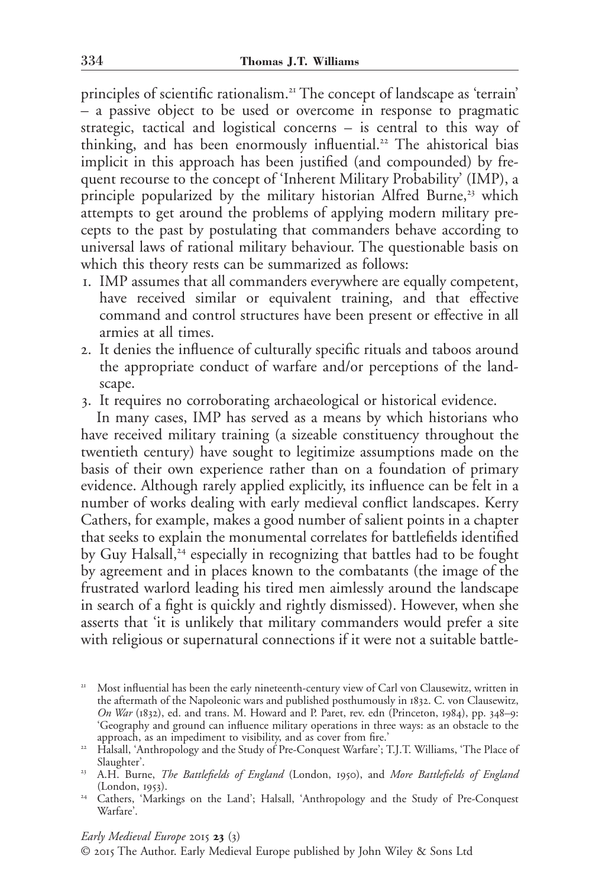principles of scientific rationalism.[21] The concept of landscape as 'terrain' – a passive object to be used or overcome in response to pragmatic strategic, tactical and logistical concerns – is central to this way of thinking, and has been enormously influential.[22] The ahistorical bias implicit in this approach has been justified (and compounded) by frequent recourse to the concept of 'Inherent Military Probability' (IMP), a principle popularized by the military historian Alfred Burne,[23] which attempts to get around the problems of applying modern military precepts to the past by postulating that commanders behave according to universal laws of rational military behaviour. The questionable basis on which this theory rests can be summarized as follows:

1. IMP assumes that all commanders everywhere are equally competent, have received similar or equivalent training, and that effective command and control structures have been present or effective in all armies at all times.
2. It denies the influence of culturally specific rituals and taboos around the appropriate conduct of warfare and/or perceptions of the landscape.
3. It requires no corroborating archaeological or historical evidence.

In many cases, IMP has served as a means by which historians who have received military training (a sizeable constituency throughout the twentieth century) have sought to legitimize assumptions made on the basis of their own experience rather than on a foundation of primary evidence. Although rarely applied explicitly, its influence can be felt in a number of works dealing with early medieval conflict landscapes. Kerry Cathers, for example, makes a good number of salient points in a chapter that seeks to explain the monumental correlates for battlefields identified by Guy Halsall,[24] especially in recognizing that battles had to be fought by agreement and in places known to the combatants (the image of the frustrated warlord leading his tired men aimlessly around the landscape in search of a fight is quickly and rightly dismissed). However, when she asserts that 'it is unlikely that military commanders would prefer a site with religious or supernatural connections if it were not a suitable battle-

[21] Most influential has been the early nineteenth-century view of Carl von Clausewitz, written in the aftermath of the Napoleonic wars and published posthumously in 1832. C. von Clausewitz, *On War* (1832), ed. and trans. M. Howard and P. Paret, rev. edn (Princeton, 1984), pp. 348–9: 'Geography and ground can influence military operations in three ways: as an obstacle to the approach, as an impediment to visibility, and as cover from fire.'

[22] Halsall, 'Anthropology and the Study of Pre-Conquest Warfare'; T.J.T. Williams, 'The Place of Slaughter'.

[23] A.H. Burne, *The Battlefields of England* (London, 1950), and *More Battlefields of England* (London, 1953).

[24] Cathers, 'Markings on the Land'; Halsall, 'Anthropology and the Study of Pre-Conquest Warfare'.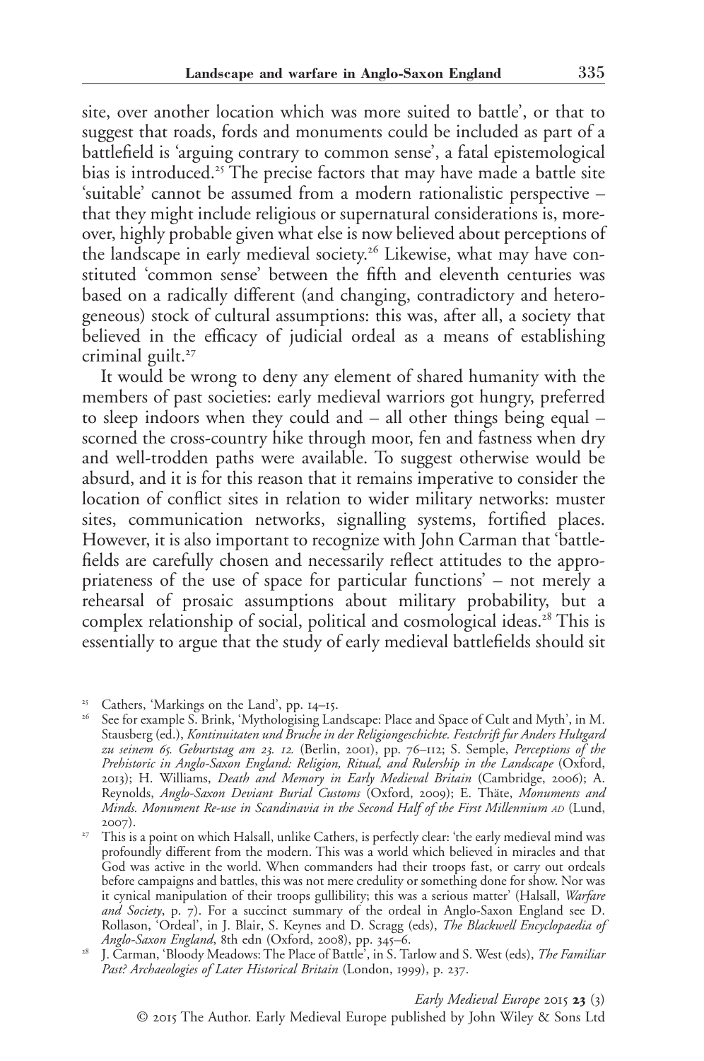site, over another location which was more suited to battle', or that to suggest that roads, fords and monuments could be included as part of a battlefield is 'arguing contrary to common sense', a fatal epistemological bias is introduced.[25] The precise factors that may have made a battle site 'suitable' cannot be assumed from a modern rationalistic perspective – that they might include religious or supernatural considerations is, moreover, highly probable given what else is now believed about perceptions of the landscape in early medieval society.[26] Likewise, what may have constituted 'common sense' between the fifth and eleventh centuries was based on a radically different (and changing, contradictory and heterogeneous) stock of cultural assumptions: this was, after all, a society that believed in the efficacy of judicial ordeal as a means of establishing criminal guilt.[27]

It would be wrong to deny any element of shared humanity with the members of past societies: early medieval warriors got hungry, preferred to sleep indoors when they could and – all other things being equal – scorned the cross-country hike through moor, fen and fastness when dry and well-trodden paths were available. To suggest otherwise would be absurd, and it is for this reason that it remains imperative to consider the location of conflict sites in relation to wider military networks: muster sites, communication networks, signalling systems, fortified places. However, it is also important to recognize with John Carman that 'battlefields are carefully chosen and necessarily reflect attitudes to the appropriateness of the use of space for particular functions' – not merely a rehearsal of prosaic assumptions about military probability, but a complex relationship of social, political and cosmological ideas.[28] This is essentially to argue that the study of early medieval battlefields should sit

[25] Cathers, 'Markings on the Land', pp. 14–15.

[26] See for example S. Brink, 'Mythologising Landscape: Place and Space of Cult and Myth', in M. Stausberg (ed.), *Kontinuitaten und Bruche in der Religiongeschichte. Festchrift fur Anders Hultgard zu seinem 65. Geburtstag am 23. 12.* (Berlin, 2001), pp. 76–112; S. Semple, *Perceptions of the Prehistoric in Anglo-Saxon England: Religion, Ritual, and Rulership in the Landscape* (Oxford, 2013); H. Williams, *Death and Memory in Early Medieval Britain* (Cambridge, 2006); A. Reynolds, *Anglo-Saxon Deviant Burial Customs* (Oxford, 2009); E. Thäte, *Monuments and Minds. Monument Re-use in Scandinavia in the Second Half of the First Millennium AD* (Lund, 2007).

[27] This is a point on which Halsall, unlike Cathers, is perfectly clear: 'the early medieval mind was profoundly different from the modern. This was a world which believed in miracles and that God was active in the world. When commanders had their troops fast, or carry out ordeals before campaigns and battles, this was not mere credulity or something done for show. Nor was it cynical manipulation of their troops gullibility; this was a serious matter' (Halsall, *Warfare and Society*, p. 7). For a succinct summary of the ordeal in Anglo-Saxon England see D. Rollason, 'Ordeal', in J. Blair, S. Keynes and D. Scragg (eds), *The Blackwell Encyclopaedia of Anglo-Saxon England*, 8th edn (Oxford, 2008), pp. 345–6.

[28] J. Carman, 'Bloody Meadows: The Place of Battle', in S. Tarlow and S. West (eds), *The Familiar Past? Archaeologies of Later Historical Britain* (London, 1999), p. 237.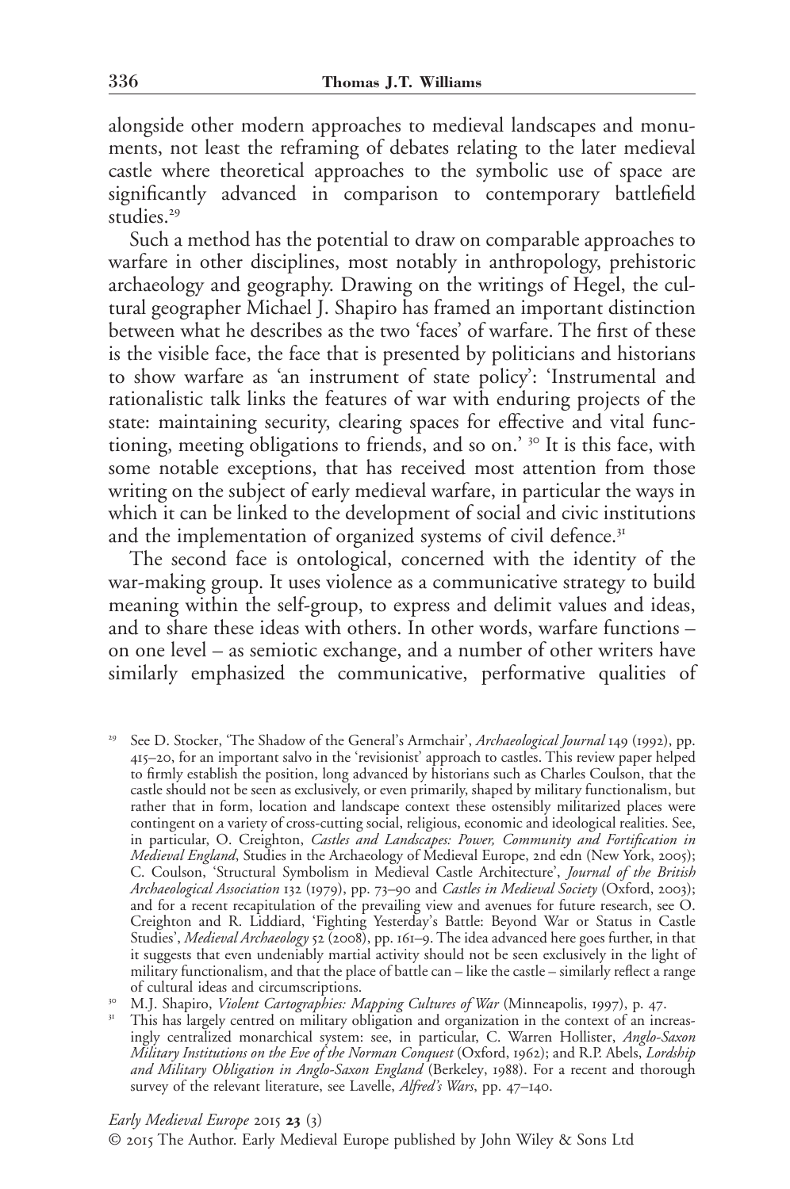alongside other modern approaches to medieval landscapes and monuments, not least the reframing of debates relating to the later medieval castle where theoretical approaches to the symbolic use of space are significantly advanced in comparison to contemporary battlefield studies.[29]

Such a method has the potential to draw on comparable approaches to warfare in other disciplines, most notably in anthropology, prehistoric archaeology and geography. Drawing on the writings of Hegel, the cultural geographer Michael J. Shapiro has framed an important distinction between what he describes as the two 'faces' of warfare. The first of these is the visible face, the face that is presented by politicians and historians to show warfare as 'an instrument of state policy': 'Instrumental and rationalistic talk links the features of war with enduring projects of the state: maintaining security, clearing spaces for effective and vital functioning, meeting obligations to friends, and so on.' [30] It is this face, with some notable exceptions, that has received most attention from those writing on the subject of early medieval warfare, in particular the ways in which it can be linked to the development of social and civic institutions and the implementation of organized systems of civil defence.[31]

The second face is ontological, concerned with the identity of the war-making group. It uses violence as a communicative strategy to build meaning within the self-group, to express and delimit values and ideas, and to share these ideas with others. In other words, warfare functions – on one level – as semiotic exchange, and a number of other writers have similarly emphasized the communicative, performative qualities of

[29] See D. Stocker, 'The Shadow of the General's Armchair', *Archaeological Journal* 149 (1992), pp. 415–20, for an important salvo in the 'revisionist' approach to castles. This review paper helped to firmly establish the position, long advanced by historians such as Charles Coulson, that the castle should not be seen as exclusively, or even primarily, shaped by military functionalism, but rather that in form, location and landscape context these ostensibly militarized places were contingent on a variety of cross-cutting social, religious, economic and ideological realities. See, in particular, O. Creighton, *Castles and Landscapes: Power, Community and Fortification in Medieval England*, Studies in the Archaeology of Medieval Europe, 2nd edn (New York, 2005); C. Coulson, 'Structural Symbolism in Medieval Castle Architecture', *Journal of the British Archaeological Association* 132 (1979), pp. 73–90 and *Castles in Medieval Society* (Oxford, 2003); and for a recent recapitulation of the prevailing view and avenues for future research, see O. Creighton and R. Liddiard, 'Fighting Yesterday's Battle: Beyond War or Status in Castle Studies', *Medieval Archaeology* 52 (2008), pp. 161–9. The idea advanced here goes further, in that it suggests that even undeniably martial activity should not be seen exclusively in the light of military functionalism, and that the place of battle can – like the castle – similarly reflect a range of cultural ideas and circumscriptions.

[30] M.J. Shapiro, *Violent Cartographies: Mapping Cultures of War* (Minneapolis, 1997), p. 47.

[31] This has largely centred on military obligation and organization in the context of an increasingly centralized monarchical system: see, in particular, C. Warren Hollister, *Anglo-Saxon Military Institutions on the Eve of the Norman Conquest* (Oxford, 1962); and R.P. Abels, *Lordship and Military Obligation in Anglo-Saxon England* (Berkeley, 1988). For a recent and thorough survey of the relevant literature, see Lavelle, *Alfred's Wars*, pp. 47–140.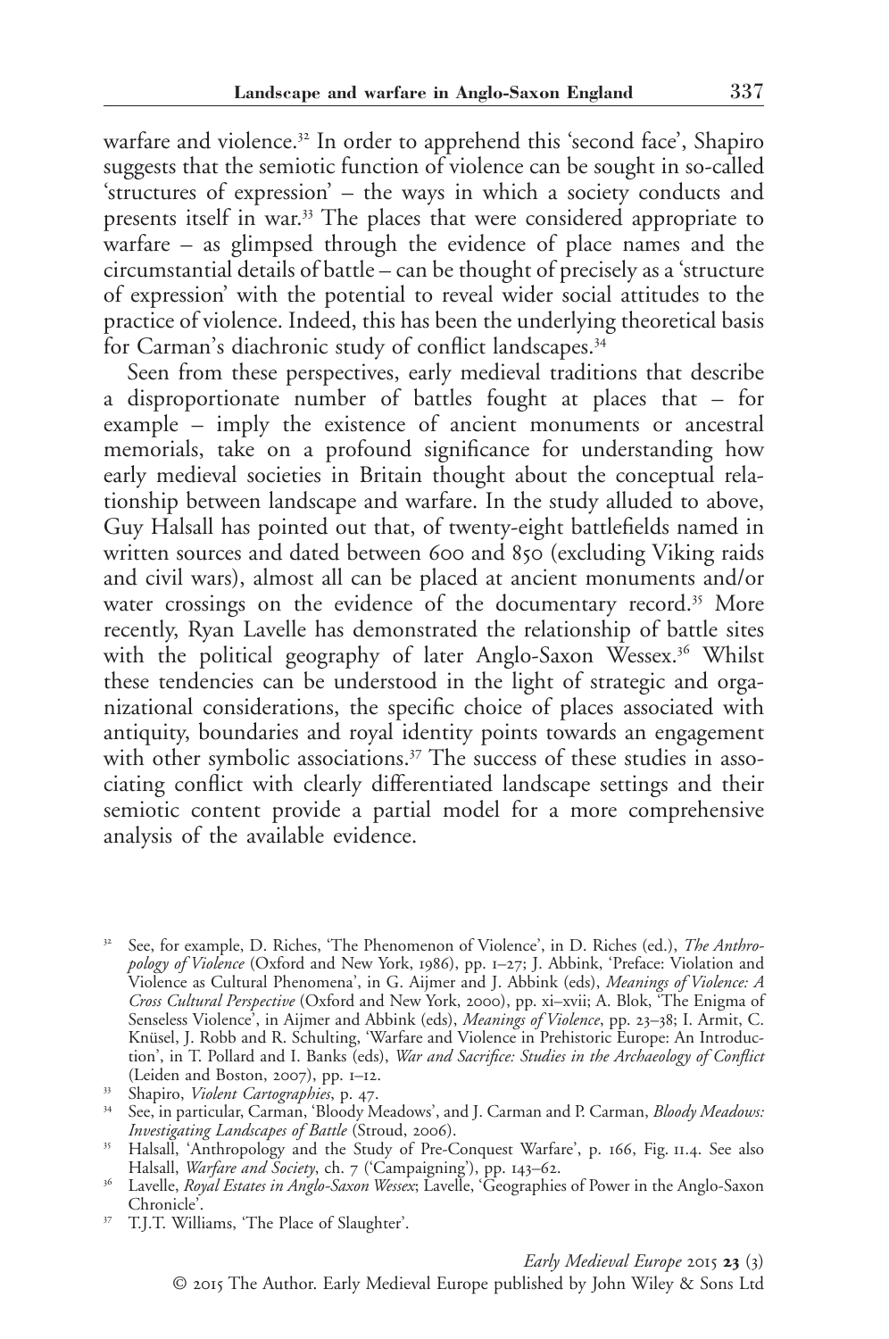warfare and violence.[32] In order to apprehend this 'second face', Shapiro suggests that the semiotic function of violence can be sought in so-called 'structures of expression' – the ways in which a society conducts and presents itself in war.[33] The places that were considered appropriate to warfare – as glimpsed through the evidence of place names and the circumstantial details of battle – can be thought of precisely as a 'structure of expression' with the potential to reveal wider social attitudes to the practice of violence. Indeed, this has been the underlying theoretical basis for Carman's diachronic study of conflict landscapes.[34]

Seen from these perspectives, early medieval traditions that describe a disproportionate number of battles fought at places that – for example – imply the existence of ancient monuments or ancestral memorials, take on a profound significance for understanding how early medieval societies in Britain thought about the conceptual relationship between landscape and warfare. In the study alluded to above, Guy Halsall has pointed out that, of twenty-eight battlefields named in written sources and dated between 600 and 850 (excluding Viking raids and civil wars), almost all can be placed at ancient monuments and/or water crossings on the evidence of the documentary record.[35] More recently, Ryan Lavelle has demonstrated the relationship of battle sites with the political geography of later Anglo-Saxon Wessex.[36] Whilst these tendencies can be understood in the light of strategic and organizational considerations, the specific choice of places associated with antiquity, boundaries and royal identity points towards an engagement with other symbolic associations.[37] The success of these studies in associating conflict with clearly differentiated landscape settings and their semiotic content provide a partial model for a more comprehensive analysis of the available evidence.

---

[32] See, for example, D. Riches, 'The Phenomenon of Violence', in D. Riches (ed.), *The Anthropology of Violence* (Oxford and New York, 1986), pp. 1–27; J. Abbink, 'Preface: Violation and Violence as Cultural Phenomena', in G. Aijmer and J. Abbink (eds), *Meanings of Violence: A Cross Cultural Perspective* (Oxford and New York, 2000), pp. xi–xvii; A. Blok, 'The Enigma of Senseless Violence', in Aijmer and Abbink (eds), *Meanings of Violence*, pp. 23–38; I. Armit, C. Knüsel, J. Robb and R. Schulting, 'Warfare and Violence in Prehistoric Europe: An Introduction', in T. Pollard and I. Banks (eds), *War and Sacrifice: Studies in the Archaeology of Conflict* (Leiden and Boston, 2007), pp. 1–12.

[33] Shapiro, *Violent Cartographies*, p. 47.

[34] See, in particular, Carman, 'Bloody Meadows', and J. Carman and P. Carman, *Bloody Meadows: Investigating Landscapes of Battle* (Stroud, 2006).

[35] Halsall, 'Anthropology and the Study of Pre-Conquest Warfare', p. 166, Fig. 11.4. See also Halsall, *Warfare and Society*, ch. 7 ('Campaigning'), pp. 143–62.

[36] Lavelle, *Royal Estates in Anglo-Saxon Wessex*; Lavelle, 'Geographies of Power in the Anglo-Saxon Chronicle'.

[37] T.J.T. Williams, 'The Place of Slaughter'.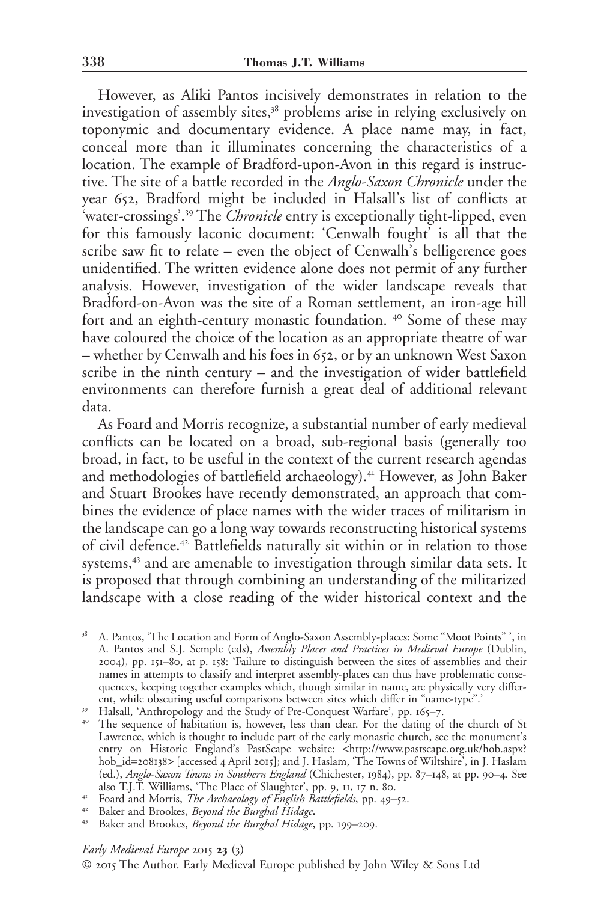However, as Aliki Pantos incisively demonstrates in relation to the investigation of assembly sites,[38] problems arise in relying exclusively on toponymic and documentary evidence. A place name may, in fact, conceal more than it illuminates concerning the characteristics of a location. The example of Bradford-upon-Avon in this regard is instructive. The site of a battle recorded in the *Anglo-Saxon Chronicle* under the year 652, Bradford might be included in Halsall's list of conflicts at 'water-crossings'.[39] The *Chronicle* entry is exceptionally tight-lipped, even for this famously laconic document: 'Cenwalh fought' is all that the scribe saw fit to relate – even the object of Cenwalh's belligerence goes unidentified. The written evidence alone does not permit of any further analysis. However, investigation of the wider landscape reveals that Bradford-on-Avon was the site of a Roman settlement, an iron-age hill fort and an eighth-century monastic foundation. [40] Some of these may have coloured the choice of the location as an appropriate theatre of war – whether by Cenwalh and his foes in 652, or by an unknown West Saxon scribe in the ninth century – and the investigation of wider battlefield environments can therefore furnish a great deal of additional relevant data.

As Foard and Morris recognize, a substantial number of early medieval conflicts can be located on a broad, sub-regional basis (generally too broad, in fact, to be useful in the context of the current research agendas and methodologies of battlefield archaeology).[41] However, as John Baker and Stuart Brookes have recently demonstrated, an approach that combines the evidence of place names with the wider traces of militarism in the landscape can go a long way towards reconstructing historical systems of civil defence.[42] Battlefields naturally sit within or in relation to those systems,[43] and are amenable to investigation through similar data sets. It is proposed that through combining an understanding of the militarized landscape with a close reading of the wider historical context and the

[38] A. Pantos, 'The Location and Form of Anglo-Saxon Assembly-places: Some "Moot Points" ', in A. Pantos and S.J. Semple (eds), *Assembly Places and Practices in Medieval Europe* (Dublin, 2004), pp. 151–80, at p. 158: 'Failure to distinguish between the sites of assemblies and their names in attempts to classify and interpret assembly-places can thus have problematic consequences, keeping together examples which, though similar in name, are physically very different, while obscuring useful comparisons between sites which differ in "name-type".'

[39] Halsall, 'Anthropology and the Study of Pre-Conquest Warfare', pp. 165–7.

[40] The sequence of habitation is, however, less than clear. For the dating of the church of St Lawrence, which is thought to include part of the early monastic church, see the monument's entry on Historic England's PastScape website: <http://www.pastscape.org.uk/hob.aspx?hob_id=208138> [accessed 4 April 2015]; and J. Haslam, 'The Towns of Wiltshire', in J. Haslam (ed.), *Anglo-Saxon Towns in Southern England* (Chichester, 1984), pp. 87–148, at pp. 90–4. See also T.J.T. Williams, 'The Place of Slaughter', pp. 9, 11, 17 n. 80.

[41] Foard and Morris, *The Archaeology of English Battlefields*, pp. 49–52.

[42] Baker and Brookes, *Beyond the Burghal Hidage*.

[43] Baker and Brookes, *Beyond the Burghal Hidage*, pp. 199–209.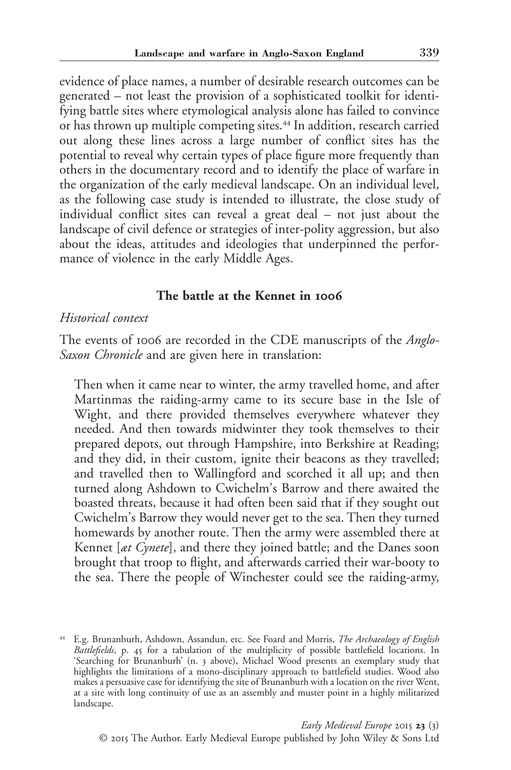evidence of place names, a number of desirable research outcomes can be generated – not least the provision of a sophisticated toolkit for identifying battle sites where etymological analysis alone has failed to convince or has thrown up multiple competing sites.[44] In addition, research carried out along these lines across a large number of conflict sites has the potential to reveal why certain types of place figure more frequently than others in the documentary record and to identify the place of warfare in the organization of the early medieval landscape. On an individual level, as the following case study is intended to illustrate, the close study of individual conflict sites can reveal a great deal – not just about the landscape of civil defence or strategies of inter-polity aggression, but also about the ideas, attitudes and ideologies that underpinned the performance of violence in the early Middle Ages.

## The battle at the Kennet in 1006

### *Historical context*

The events of 1006 are recorded in the CDE manuscripts of the *Anglo-Saxon Chronicle* and are given here in translation:

> Then when it came near to winter, the army travelled home, and after Martinmas the raiding-army came to its secure base in the Isle of Wight, and there provided themselves everywhere whatever they needed. And then towards midwinter they took themselves to their prepared depots, out through Hampshire, into Berkshire at Reading; and they did, in their custom, ignite their beacons as they travelled; and travelled then to Wallingford and scorched it all up; and then turned along Ashdown to Cwichelm's Barrow and there awaited the boasted threats, because it had often been said that if they sought out Cwichelm's Barrow they would never get to the sea. Then they turned homewards by another route. Then the army were assembled there at Kennet [*æt Cynete*], and there they joined battle; and the Danes soon brought that troop to flight, and afterwards carried their war-booty to the sea. There the people of Winchester could see the raiding-army,

[44] E.g. Brunanburh, Ashdown, Assandun, etc. See Foard and Morris, *The Archaeology of English Battlefields*, p. 45 for a tabulation of the multiplicity of possible battlefield locations. In 'Searching for Brunanburh' (n. 3 above), Michael Wood presents an exemplary study that highlights the limitations of a mono-disciplinary approach to battlefield studies. Wood also makes a persuasive case for identifying the site of Brunanburh with a location on the river Went, at a site with long continuity of use as an assembly and muster point in a highly militarized landscape.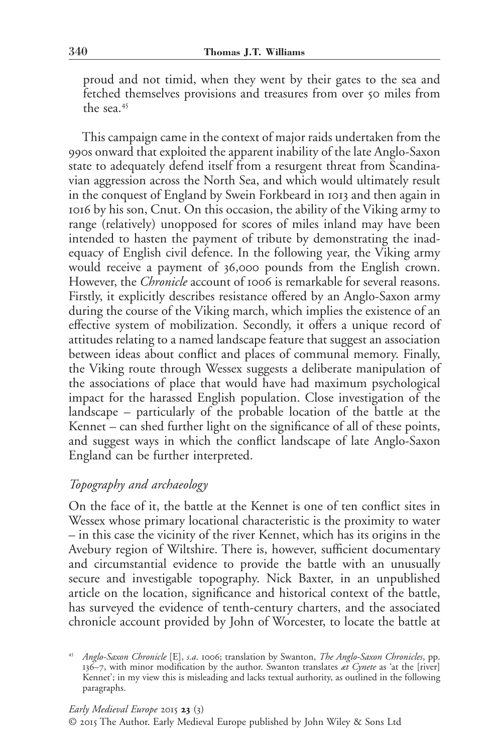proud and not timid, when they went by their gates to the sea and fetched themselves provisions and treasures from over 50 miles from the sea.[45]

This campaign came in the context of major raids undertaken from the 990s onward that exploited the apparent inability of the late Anglo-Saxon state to adequately defend itself from a resurgent threat from Scandinavian aggression across the North Sea, and which would ultimately result in the conquest of England by Swein Forkbeard in 1013 and then again in 1016 by his son, Cnut. On this occasion, the ability of the Viking army to range (relatively) unopposed for scores of miles inland may have been intended to hasten the payment of tribute by demonstrating the inadequacy of English civil defence. In the following year, the Viking army would receive a payment of 36,000 pounds from the English crown. However, the *Chronicle* account of 1006 is remarkable for several reasons. Firstly, it explicitly describes resistance offered by an Anglo-Saxon army during the course of the Viking march, which implies the existence of an effective system of mobilization. Secondly, it offers a unique record of attitudes relating to a named landscape feature that suggest an association between ideas about conflict and places of communal memory. Finally, the Viking route through Wessex suggests a deliberate manipulation of the associations of place that would have had maximum psychological impact for the harassed English population. Close investigation of the landscape – particularly of the probable location of the battle at the Kennet – can shed further light on the significance of all of these points, and suggest ways in which the conflict landscape of late Anglo-Saxon England can be further interpreted.

## *Topography and archaeology*

On the face of it, the battle at the Kennet is one of ten conflict sites in Wessex whose primary locational characteristic is the proximity to water – in this case the vicinity of the river Kennet, which has its origins in the Avebury region of Wiltshire. There is, however, sufficient documentary and circumstantial evidence to provide the battle with an unusually secure and investigable topography. Nick Baxter, in an unpublished article on the location, significance and historical context of the battle, has surveyed the evidence of tenth-century charters, and the associated chronicle account provided by John of Worcester, to locate the battle at

[45] *Anglo-Saxon Chronicle* [E], *s.a.* 1006; translation by Swanton, *The Anglo-Saxon Chronicles*, pp. 136–7, with minor modification by the author. Swanton translates *æt Cynete* as 'at the [river] Kennet'; in my view this is misleading and lacks textual authority, as outlined in the following paragraphs.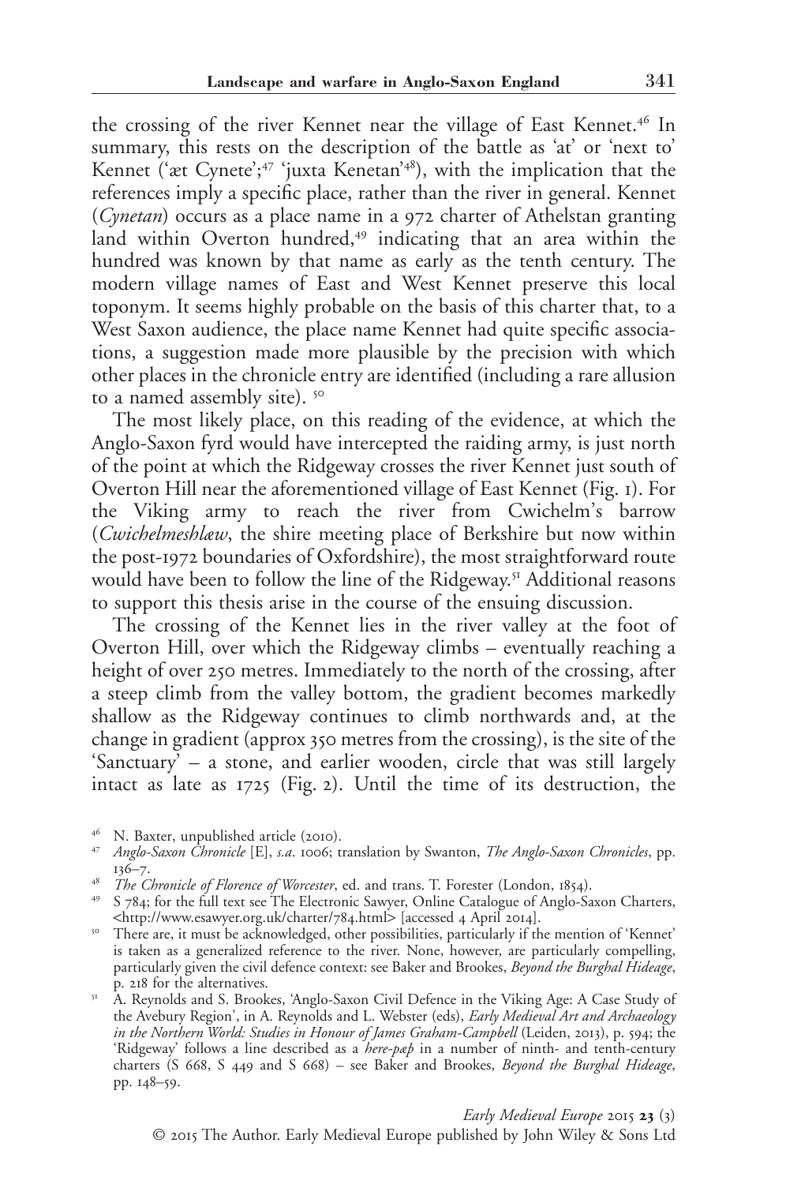the crossing of the river Kennet near the village of East Kennet.[46] In summary, this rests on the description of the battle as 'at' or 'next to' Kennet ('æt Cynete';[47] 'juxta Kenetan'[48]), with the implication that the references imply a specific place, rather than the river in general. Kennet (*Cynetan*) occurs as a place name in a 972 charter of Athelstan granting land within Overton hundred,[49] indicating that an area within the hundred was known by that name as early as the tenth century. The modern village names of East and West Kennet preserve this local toponym. It seems highly probable on the basis of this charter that, to a West Saxon audience, the place name Kennet had quite specific associations, a suggestion made more plausible by the precision with which other places in the chronicle entry are identified (including a rare allusion to a named assembly site).[50]

The most likely place, on this reading of the evidence, at which the Anglo-Saxon fyrd would have intercepted the raiding army, is just north of the point at which the Ridgeway crosses the river Kennet just south of Overton Hill near the aforementioned village of East Kennet (Fig. 1). For the Viking army to reach the river from Cwichelm's barrow (*Cwichelmeshlæw*, the shire meeting place of Berkshire but now within the post-1972 boundaries of Oxfordshire), the most straightforward route would have been to follow the line of the Ridgeway.[51] Additional reasons to support this thesis arise in the course of the ensuing discussion.

The crossing of the Kennet lies in the river valley at the foot of Overton Hill, over which the Ridgeway climbs – eventually reaching a height of over 250 metres. Immediately to the north of the crossing, after a steep climb from the valley bottom, the gradient becomes markedly shallow as the Ridgeway continues to climb northwards and, at the change in gradient (approx 350 metres from the crossing), is the site of the 'Sanctuary' – a stone, and earlier wooden, circle that was still largely intact as late as 1725 (Fig. 2). Until the time of its destruction, the

[46] N. Baxter, unpublished article (2010).

[47] *Anglo-Saxon Chronicle* [E], *s.a.* 1006; translation by Swanton, *The Anglo-Saxon Chronicles*, pp. 136–7.

[48] *The Chronicle of Florence of Worcester*, ed. and trans. T. Forester (London, 1854).

[49] S 784; for the full text see The Electronic Sawyer, Online Catalogue of Anglo-Saxon Charters, <http://www.esawyer.org.uk/charter/784.html> [accessed 4 April 2014].

[50] There are, it must be acknowledged, other possibilities, particularly if the mention of 'Kennet' is taken as a generalized reference to the river. None, however, are particularly compelling, particularly given the civil defence context: see Baker and Brookes, *Beyond the Burghal Hideage*, p. 218 for the alternatives.

[51] A. Reynolds and S. Brookes, 'Anglo-Saxon Civil Defence in the Viking Age: A Case Study of the Avebury Region', in A. Reynolds and L. Webster (eds), *Early Medieval Art and Archaeology in the Northern World: Studies in Honour of James Graham-Campbell* (Leiden, 2013), p. 594; the 'Ridgeway' follows a line described as a *here-pæþ* in a number of ninth- and tenth-century charters (S 668, S 449 and S 668) – see Baker and Brookes, *Beyond the Burghal Hideage*, pp. 148–59.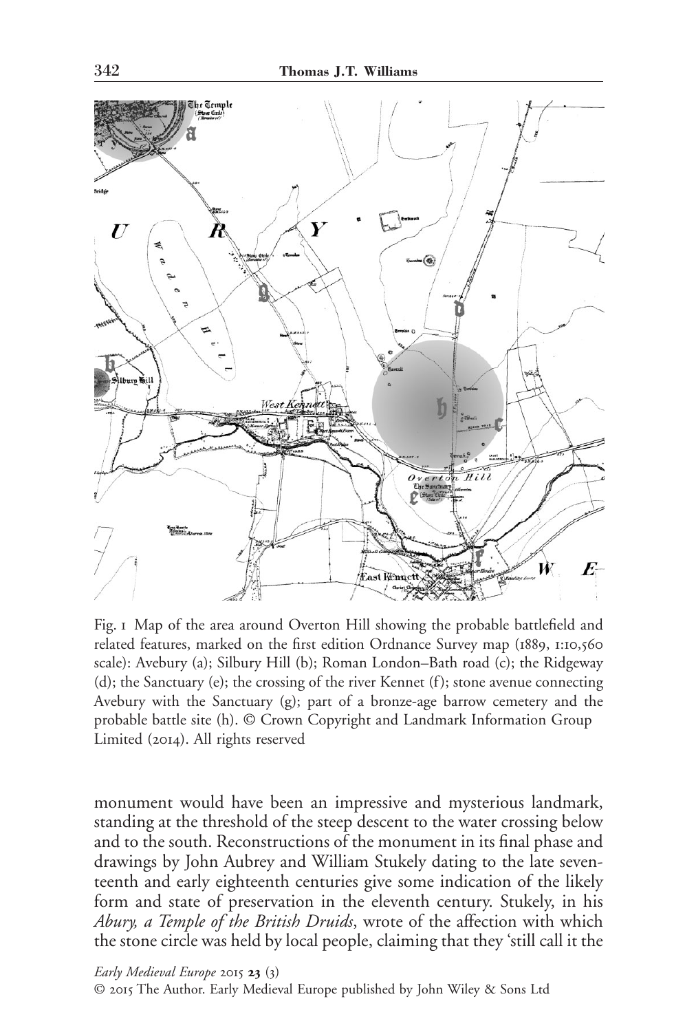Fig. 1 Map of the area around Overton Hill showing the probable battlefield and related features, marked on the first edition Ordnance Survey map (1889, 1:10,560 scale): Avebury (a); Silbury Hill (b); Roman London–Bath road (c); the Ridgeway (d); the Sanctuary (e); the crossing of the river Kennet (f); stone avenue connecting Avebury with the Sanctuary (g); part of a bronze-age barrow cemetery and the probable battle site (h). © Crown Copyright and Landmark Information Group Limited (2014). All rights reserved

monument would have been an impressive and mysterious landmark, standing at the threshold of the steep descent to the water crossing below and to the south. Reconstructions of the monument in its final phase and drawings by John Aubrey and William Stukely dating to the late seventeenth and early eighteenth centuries give some indication of the likely form and state of preservation in the eleventh century. Stukely, in his *Abury, a Temple of the British Druids*, wrote of the affection with which the stone circle was held by local people, claiming that they 'still call it the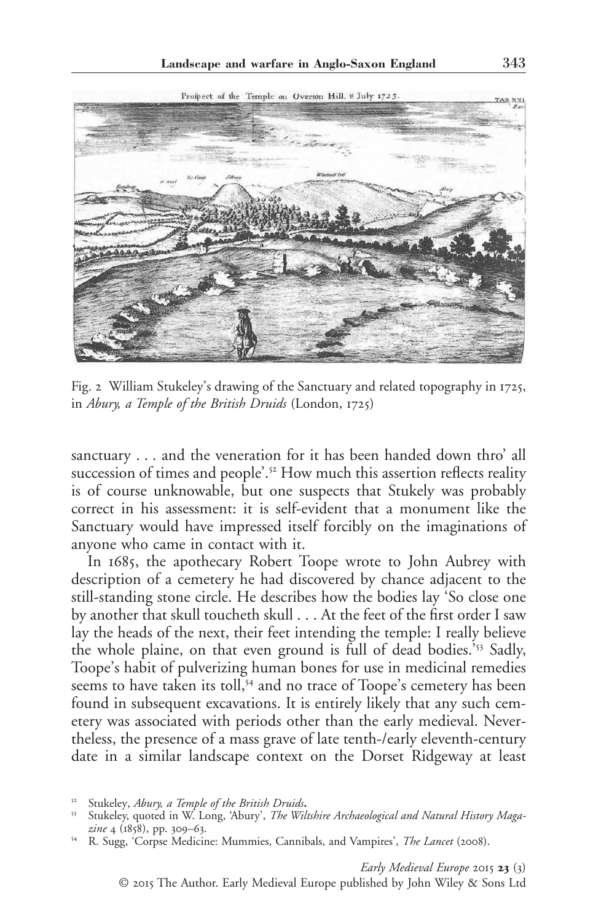Fig. 2 William Stukeley's drawing of the Sanctuary and related topography in 1725, in *Abury, a Temple of the British Druids* (London, 1725)

sanctuary . . . and the veneration for it has been handed down thro' all succession of times and people'.[52] How much this assertion reflects reality is of course unknowable, but one suspects that Stukely was probably correct in his assessment: it is self-evident that a monument like the Sanctuary would have impressed itself forcibly on the imaginations of anyone who came in contact with it.

In 1685, the apothecary Robert Toope wrote to John Aubrey with description of a cemetery he had discovered by chance adjacent to the still-standing stone circle. He describes how the bodies lay 'So close one by another that skull toucheth skull . . . At the feet of the first order I saw lay the heads of the next, their feet intending the temple: I really believe the whole plaine, on that even ground is full of dead bodies.'[53] Sadly, Toope's habit of pulverizing human bones for use in medicinal remedies seems to have taken its toll,[54] and no trace of Toope's cemetery has been found in subsequent excavations. It is entirely likely that any such cemetery was associated with periods other than the early medieval. Nevertheless, the presence of a mass grave of late tenth-/early eleventh-century date in a similar landscape context on the Dorset Ridgeway at least

[52] Stukeley, *Abury, a Temple of the British Druids*.

[53] Stukeley, quoted in W. Long, 'Abury', *The Wiltshire Archaeological and Natural History Magazine* 4 (1858), pp. 309–63.

[54] R. Sugg, 'Corpse Medicine: Mummies, Cannibals, and Vampires', *The Lancet* (2008).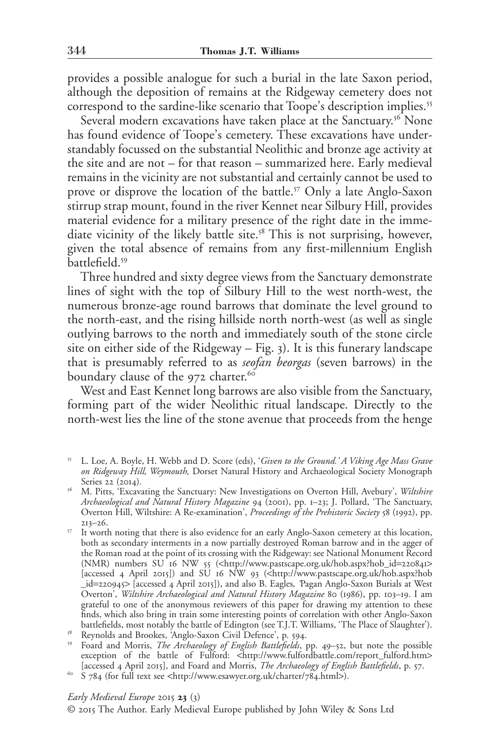provides a possible analogue for such a burial in the late Saxon period, although the deposition of remains at the Ridgeway cemetery does not correspond to the sardine-like scenario that Toope's description implies.[55]

Several modern excavations have taken place at the Sanctuary.[56] None has found evidence of Toope's cemetery. These excavations have understandably focussed on the substantial Neolithic and bronze age activity at the site and are not – for that reason – summarized here. Early medieval remains in the vicinity are not substantial and certainly cannot be used to prove or disprove the location of the battle.[57] Only a late Anglo-Saxon stirrup strap mount, found in the river Kennet near Silbury Hill, provides material evidence for a military presence of the right date in the immediate vicinity of the likely battle site.[58] This is not surprising, however, given the total absence of remains from any first-millennium English battlefield.[59]

Three hundred and sixty degree views from the Sanctuary demonstrate lines of sight with the top of Silbury Hill to the west north-west, the numerous bronze-age round barrows that dominate the level ground to the north-east, and the rising hillside north north-west (as well as single outlying barrows to the north and immediately south of the stone circle site on either side of the Ridgeway – Fig. 3). It is this funerary landscape that is presumably referred to as *seofan beorgas* (seven barrows) in the boundary clause of the 972 charter.[60]

West and East Kennet long barrows are also visible from the Sanctuary, forming part of the wider Neolithic ritual landscape. Directly to the north-west lies the line of the stone avenue that proceeds from the henge

[55] L. Loe, A. Boyle, H. Webb and D. Score (eds), '*Given to the Ground.' A Viking Age Mass Grave on Ridgeway Hill, Weymouth,* Dorset Natural History and Archaeological Society Monograph Series 22 (2014).

[56] M. Pitts, 'Excavating the Sanctuary: New Investigations on Overton Hill, Avebury', *Wiltshire Archaeological and Natural History Magazine* 94 (2001), pp. 1–23; J. Pollard, 'The Sanctuary, Overton Hill, Wiltshire: A Re-examination', *Proceedings of the Prehistoric Society* 58 (1992), pp. 213–26.

[57] It worth noting that there is also evidence for an early Anglo-Saxon cemetery at this location, both as secondary interments in a now partially destroyed Roman barrow and in the agger of the Roman road at the point of its crossing with the Ridgeway: see National Monument Record (NMR) numbers SU 16 NW 55 (<http://www.pastscape.org.uk/hob.aspx?hob_id=220841> [accessed 4 April 2015]) and SU 16 NW 93 (<http://www.pastscape.org.uk/hob.aspx?hob_id=220945> [accessed 4 April 2015]), and also B. Eagles, 'Pagan Anglo-Saxon Burials at West Overton', *Wiltshire Archaeological and Natural History Magazine* 80 (1986), pp. 103–19. I am grateful to one of the anonymous reviewers of this paper for drawing my attention to these finds, which also bring in train some interesting points of correlation with other Anglo-Saxon battlefields, most notably the battle of Edington (see T.J.T. Williams, 'The Place of Slaughter').

[58] Reynolds and Brookes, 'Anglo-Saxon Civil Defence', p. 594.

[59] Foard and Morris, *The Archaeology of English Battlefields*, pp. 49–52, but note the possible exception of the battle of Fulford: <http://www.fulfordbattle.com/report_fulford.htm> [accessed 4 April 2015], and Foard and Morris, *The Archaeology of English Battlefields*, p. 57.

[60] S 784 (for full text see <http://www.esawyer.org.uk/charter/784.html>).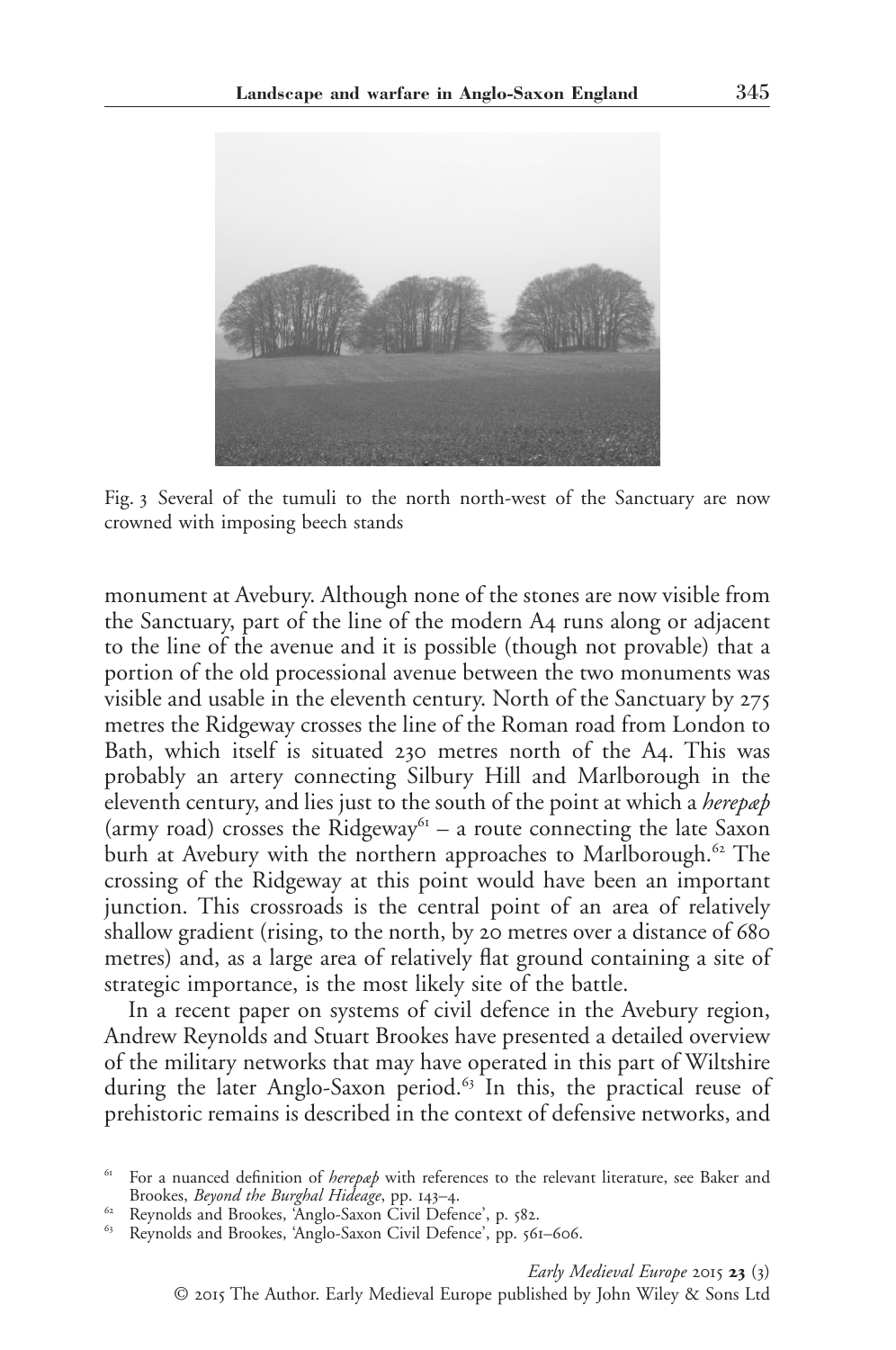Fig. 3 Several of the tumuli to the north north-west of the Sanctuary are now crowned with imposing beech stands

monument at Avebury. Although none of the stones are now visible from the Sanctuary, part of the line of the modern A4 runs along or adjacent to the line of the avenue and it is possible (though not provable) that a portion of the old processional avenue between the two monuments was visible and usable in the eleventh century. North of the Sanctuary by 275 metres the Ridgeway crosses the line of the Roman road from London to Bath, which itself is situated 230 metres north of the A4. This was probably an artery connecting Silbury Hill and Marlborough in the eleventh century, and lies just to the south of the point at which a *herepæþ* (army road) crosses the Ridgeway[61] – a route connecting the late Saxon burh at Avebury with the northern approaches to Marlborough.[62] The crossing of the Ridgeway at this point would have been an important junction. This crossroads is the central point of an area of relatively shallow gradient (rising, to the north, by 20 metres over a distance of 680 metres) and, as a large area of relatively flat ground containing a site of strategic importance, is the most likely site of the battle.

In a recent paper on systems of civil defence in the Avebury region, Andrew Reynolds and Stuart Brookes have presented a detailed overview of the military networks that may have operated in this part of Wiltshire during the later Anglo-Saxon period.[63] In this, the practical reuse of prehistoric remains is described in the context of defensive networks, and

[61] For a nuanced definition of *herepæþ* with references to the relevant literature, see Baker and Brookes, *Beyond the Burghal Hideage*, pp. 143–4.

[62] Reynolds and Brookes, 'Anglo-Saxon Civil Defence', p. 582.

[63] Reynolds and Brookes, 'Anglo-Saxon Civil Defence', pp. 561–606.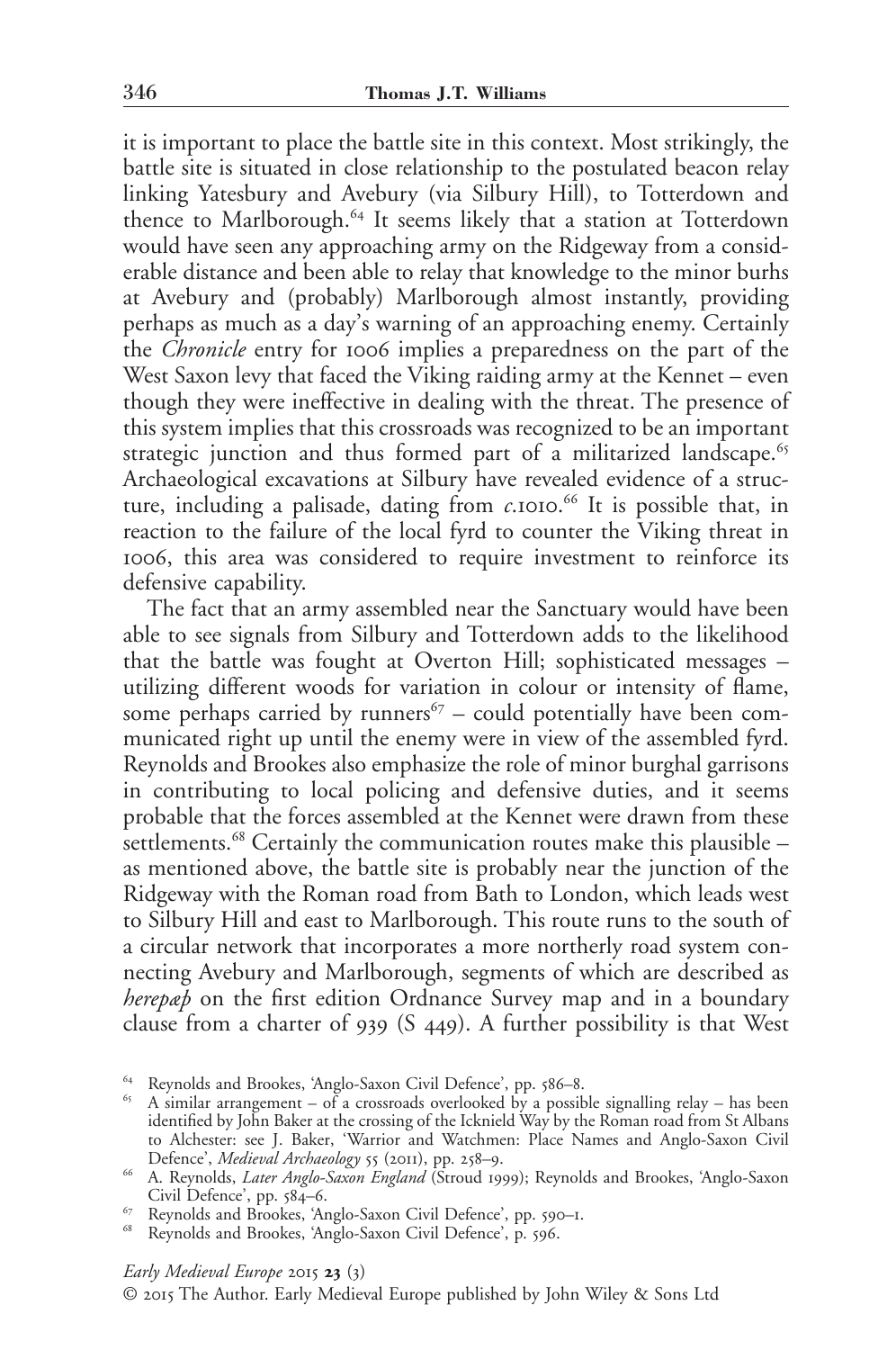it is important to place the battle site in this context. Most strikingly, the battle site is situated in close relationship to the postulated beacon relay linking Yatesbury and Avebury (via Silbury Hill), to Totterdown and thence to Marlborough.[64] It seems likely that a station at Totterdown would have seen any approaching army on the Ridgeway from a considerable distance and been able to relay that knowledge to the minor burhs at Avebury and (probably) Marlborough almost instantly, providing perhaps as much as a day's warning of an approaching enemy. Certainly the *Chronicle* entry for 1006 implies a preparedness on the part of the West Saxon levy that faced the Viking raiding army at the Kennet – even though they were ineffective in dealing with the threat. The presence of this system implies that this crossroads was recognized to be an important strategic junction and thus formed part of a militarized landscape.[65] Archaeological excavations at Silbury have revealed evidence of a structure, including a palisade, dating from *c.*1010.[66] It is possible that, in reaction to the failure of the local fyrd to counter the Viking threat in 1006, this area was considered to require investment to reinforce its defensive capability.

The fact that an army assembled near the Sanctuary would have been able to see signals from Silbury and Totterdown adds to the likelihood that the battle was fought at Overton Hill; sophisticated messages – utilizing different woods for variation in colour or intensity of flame, some perhaps carried by runners[67] – could potentially have been communicated right up until the enemy were in view of the assembled fyrd. Reynolds and Brookes also emphasize the role of minor burghal garrisons in contributing to local policing and defensive duties, and it seems probable that the forces assembled at the Kennet were drawn from these settlements.[68] Certainly the communication routes make this plausible – as mentioned above, the battle site is probably near the junction of the Ridgeway with the Roman road from Bath to London, which leads west to Silbury Hill and east to Marlborough. This route runs to the south of a circular network that incorporates a more northerly road system connecting Avebury and Marlborough, segments of which are described as *herepæþ* on the first edition Ordnance Survey map and in a boundary clause from a charter of 939 (S 449). A further possibility is that West

---

[64] Reynolds and Brookes, 'Anglo-Saxon Civil Defence', pp. 586–8.

[65] A similar arrangement – of a crossroads overlooked by a possible signalling relay – has been identified by John Baker at the crossing of the Icknield Way by the Roman road from St Albans to Alchester: see J. Baker, 'Warrior and Watchmen: Place Names and Anglo-Saxon Civil Defence', *Medieval Archaeology* 55 (2011), pp. 258–9.

[66] A. Reynolds, *Later Anglo-Saxon England* (Stroud 1999); Reynolds and Brookes, 'Anglo-Saxon Civil Defence', pp. 584–6.

[67] Reynolds and Brookes, 'Anglo-Saxon Civil Defence', pp. 590–1.

[68] Reynolds and Brookes, 'Anglo-Saxon Civil Defence', p. 596.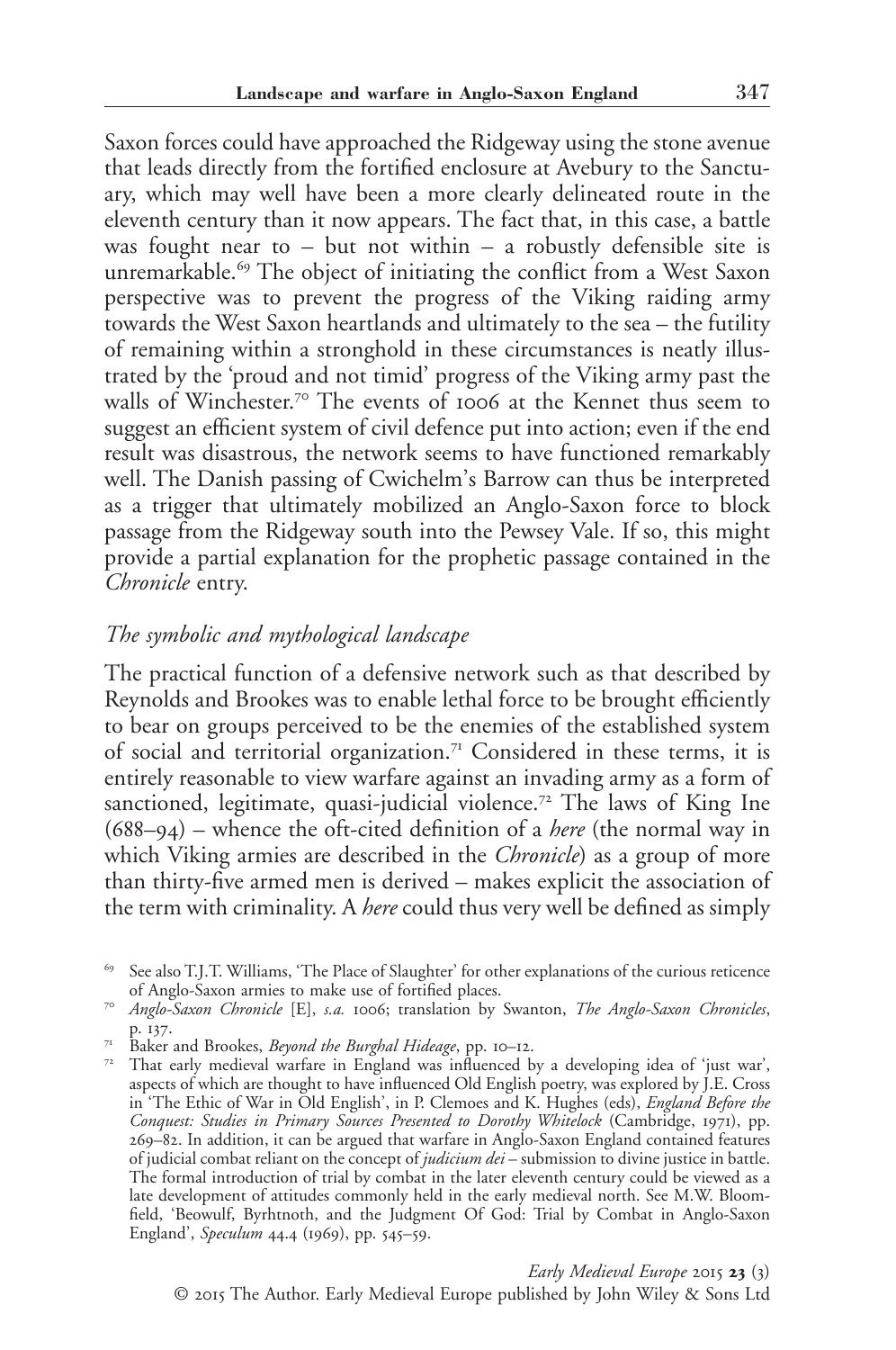Saxon forces could have approached the Ridgeway using the stone avenue that leads directly from the fortified enclosure at Avebury to the Sanctuary, which may well have been a more clearly delineated route in the eleventh century than it now appears. The fact that, in this case, a battle was fought near to – but not within – a robustly defensible site is unremarkable.[69] The object of initiating the conflict from a West Saxon perspective was to prevent the progress of the Viking raiding army towards the West Saxon heartlands and ultimately to the sea – the futility of remaining within a stronghold in these circumstances is neatly illustrated by the 'proud and not timid' progress of the Viking army past the walls of Winchester.[70] The events of 1006 at the Kennet thus seem to suggest an efficient system of civil defence put into action; even if the end result was disastrous, the network seems to have functioned remarkably well. The Danish passing of Cwichelm's Barrow can thus be interpreted as a trigger that ultimately mobilized an Anglo-Saxon force to block passage from the Ridgeway south into the Pewsey Vale. If so, this might provide a partial explanation for the prophetic passage contained in the *Chronicle* entry.

### *The symbolic and mythological landscape*

The practical function of a defensive network such as that described by Reynolds and Brookes was to enable lethal force to be brought efficiently to bear on groups perceived to be the enemies of the established system of social and territorial organization.[71] Considered in these terms, it is entirely reasonable to view warfare against an invading army as a form of sanctioned, legitimate, quasi-judicial violence.[72] The laws of King Ine (688–94) – whence the oft-cited definition of a *here* (the normal way in which Viking armies are described in the *Chronicle*) as a group of more than thirty-five armed men is derived – makes explicit the association of the term with criminality. A *here* could thus very well be defined as simply

[69] See also T.J.T. Williams, 'The Place of Slaughter' for other explanations of the curious reticence of Anglo-Saxon armies to make use of fortified places.

[70] *Anglo-Saxon Chronicle* [E], *s.a.* 1006; translation by Swanton, *The Anglo-Saxon Chronicles*, p. 137.

[71] Baker and Brookes, *Beyond the Burghal Hideage*, pp. 10–12.

[72] That early medieval warfare in England was influenced by a developing idea of 'just war', aspects of which are thought to have influenced Old English poetry, was explored by J.E. Cross in 'The Ethic of War in Old English', in P. Clemoes and K. Hughes (eds), *England Before the Conquest: Studies in Primary Sources Presented to Dorothy Whitelock* (Cambridge, 1971), pp. 269–82. In addition, it can be argued that warfare in Anglo-Saxon England contained features of judicial combat reliant on the concept of *judicium dei* – submission to divine justice in battle. The formal introduction of trial by combat in the later eleventh century could be viewed as a late development of attitudes commonly held in the early medieval north. See M.W. Bloomfield, 'Beowulf, Byrhtnoth, and the Judgment Of God: Trial by Combat in Anglo-Saxon England', *Speculum* 44.4 (1969), pp. 545–59.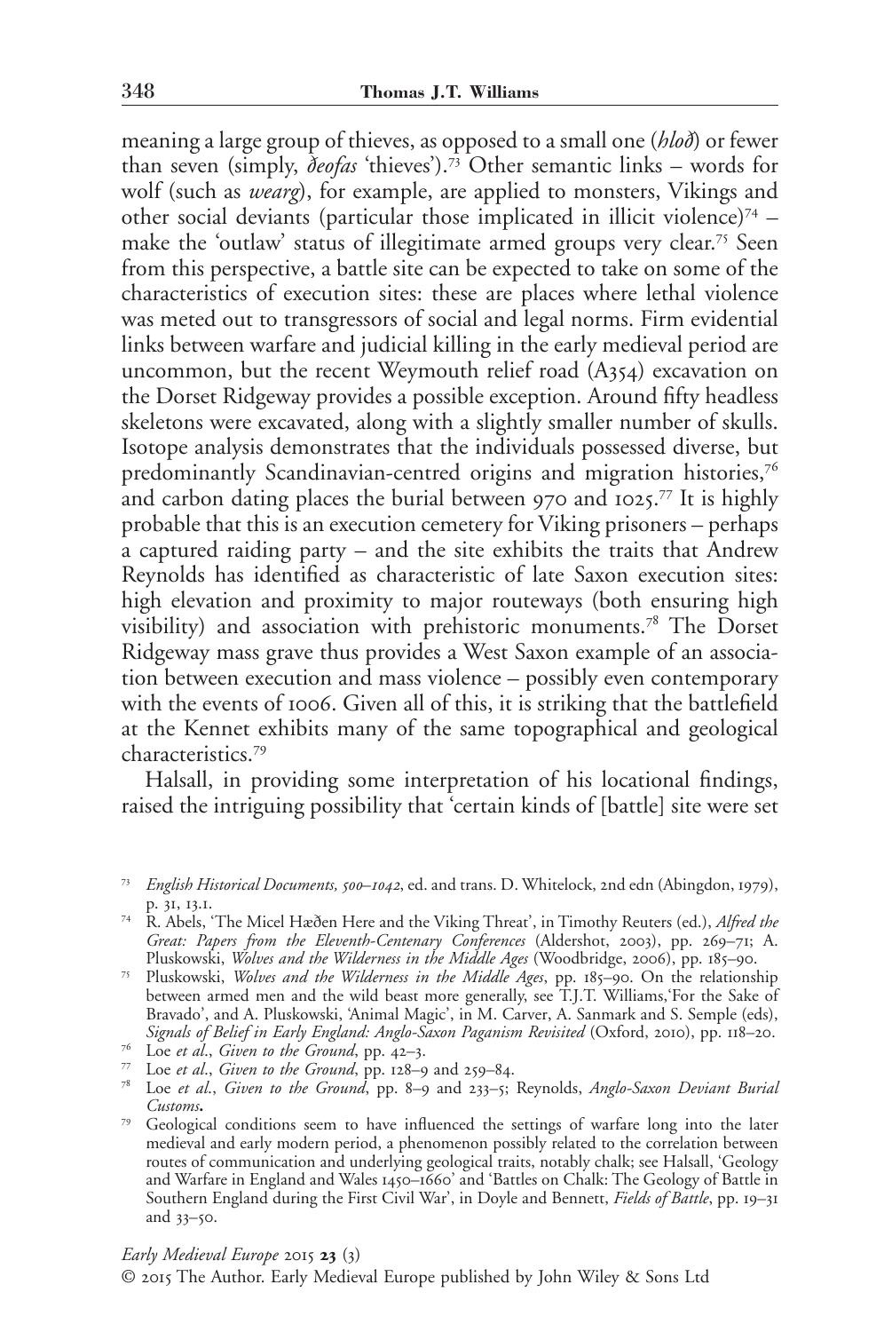meaning a large group of thieves, as opposed to a small one (*hloð*) or fewer than seven (simply, *ðeofas* 'thieves').[73] Other semantic links – words for wolf (such as *wearg*), for example, are applied to monsters, Vikings and other social deviants (particular those implicated in illicit violence)[74] – make the 'outlaw' status of illegitimate armed groups very clear.[75] Seen from this perspective, a battle site can be expected to take on some of the characteristics of execution sites: these are places where lethal violence was meted out to transgressors of social and legal norms. Firm evidential links between warfare and judicial killing in the early medieval period are uncommon, but the recent Weymouth relief road (A354) excavation on the Dorset Ridgeway provides a possible exception. Around fifty headless skeletons were excavated, along with a slightly smaller number of skulls. Isotope analysis demonstrates that the individuals possessed diverse, but predominantly Scandinavian-centred origins and migration histories,[76] and carbon dating places the burial between 970 and 1025.[77] It is highly probable that this is an execution cemetery for Viking prisoners – perhaps a captured raiding party – and the site exhibits the traits that Andrew Reynolds has identified as characteristic of late Saxon execution sites: high elevation and proximity to major routeways (both ensuring high visibility) and association with prehistoric monuments.[78] The Dorset Ridgeway mass grave thus provides a West Saxon example of an association between execution and mass violence – possibly even contemporary with the events of 1006. Given all of this, it is striking that the battlefield at the Kennet exhibits many of the same topographical and geological characteristics.[79]

Halsall, in providing some interpretation of his locational findings, raised the intriguing possibility that 'certain kinds of [battle] site were set

[73] *English Historical Documents, 500–1042*, ed. and trans. D. Whitelock, 2nd edn (Abingdon, 1979), p. 31, 13.1.

[74] R. Abels, 'The Micel Hæðen Here and the Viking Threat', in Timothy Reuters (ed.), *Alfred the Great: Papers from the Eleventh-Centenary Conferences* (Aldershot, 2003), pp. 269–71; A. Pluskowski, *Wolves and the Wilderness in the Middle Ages* (Woodbridge, 2006), pp. 185–90.

[75] Pluskowski, *Wolves and the Wilderness in the Middle Ages*, pp. 185–90. On the relationship between armed men and the wild beast more generally, see T.J.T. Williams, 'For the Sake of Bravado', and A. Pluskowski, 'Animal Magic', in M. Carver, A. Sanmark and S. Semple (eds), *Signals of Belief in Early England: Anglo-Saxon Paganism Revisited* (Oxford, 2010), pp. 118–20.

[76] Loe *et al.*, *Given to the Ground*, pp. 42–3.

[77] Loe *et al.*, *Given to the Ground*, pp. 128–9 and 259–84.

[78] Loe *et al.*, *Given to the Ground*, pp. 8–9 and 233–5; Reynolds, *Anglo-Saxon Deviant Burial Customs*.

[79] Geological conditions seem to have influenced the settings of warfare long into the later medieval and early modern period, a phenomenon possibly related to the correlation between routes of communication and underlying geological traits, notably chalk; see Halsall, 'Geology and Warfare in England and Wales 1450–1660' and 'Battles on Chalk: The Geology of Battle in Southern England during the First Civil War', in Doyle and Bennett, *Fields of Battle*, pp. 19–31 and 33–50.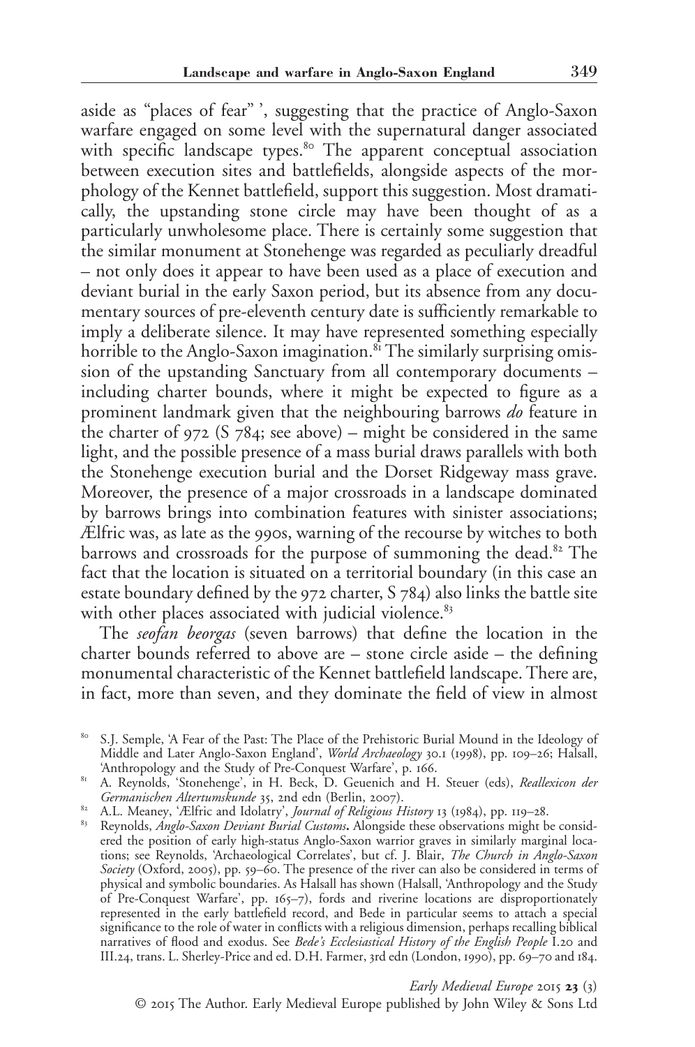aside as "places of fear" ', suggesting that the practice of Anglo-Saxon warfare engaged on some level with the supernatural danger associated with specific landscape types.[80] The apparent conceptual association between execution sites and battlefields, alongside aspects of the morphology of the Kennet battlefield, support this suggestion. Most dramatically, the upstanding stone circle may have been thought of as a particularly unwholesome place. There is certainly some suggestion that the similar monument at Stonehenge was regarded as peculiarly dreadful – not only does it appear to have been used as a place of execution and deviant burial in the early Saxon period, but its absence from any documentary sources of pre-eleventh century date is sufficiently remarkable to imply a deliberate silence. It may have represented something especially horrible to the Anglo-Saxon imagination.[81] The similarly surprising omission of the upstanding Sanctuary from all contemporary documents – including charter bounds, where it might be expected to figure as a prominent landmark given that the neighbouring barrows *do* feature in the charter of 972 (S 784; see above) – might be considered in the same light, and the possible presence of a mass burial draws parallels with both the Stonehenge execution burial and the Dorset Ridgeway mass grave. Moreover, the presence of a major crossroads in a landscape dominated by barrows brings into combination features with sinister associations; Ælfric was, as late as the 990s, warning of the recourse by witches to both barrows and crossroads for the purpose of summoning the dead.[82] The fact that the location is situated on a territorial boundary (in this case an estate boundary defined by the 972 charter, S 784) also links the battle site with other places associated with judicial violence.[83]

The *seofan beorgas* (seven barrows) that define the location in the charter bounds referred to above are – stone circle aside – the defining monumental characteristic of the Kennet battlefield landscape. There are, in fact, more than seven, and they dominate the field of view in almost

---

[80] S.J. Semple, 'A Fear of the Past: The Place of the Prehistoric Burial Mound in the Ideology of Middle and Later Anglo-Saxon England', *World Archaeology* 30.1 (1998), pp. 109–26; Halsall, 'Anthropology and the Study of Pre-Conquest Warfare', p. 166.

[81] A. Reynolds, 'Stonehenge', in H. Beck, D. Geuenich and H. Steuer (eds), *Reallexicon der Germanischen Altertumskunde* 35, 2nd edn (Berlin, 2007).

[82] A.L. Meaney, 'Ælfric and Idolatry', *Journal of Religious History* 13 (1984), pp. 119–28.

[83] Reynolds, *Anglo-Saxon Deviant Burial Customs*. Alongside these observations might be considered the position of early high-status Anglo-Saxon warrior graves in similarly marginal locations; see Reynolds, 'Archaeological Correlates', but cf. J. Blair, *The Church in Anglo-Saxon Society* (Oxford, 2005), pp. 59–60. The presence of the river can also be considered in terms of physical and symbolic boundaries. As Halsall has shown (Halsall, 'Anthropology and the Study of Pre-Conquest Warfare', pp. 165–7), fords and riverine locations are disproportionately represented in the early battlefield record, and Bede in particular seems to attach a special significance to the role of water in conflicts with a religious dimension, perhaps recalling biblical narratives of flood and exodus. See *Bede's Ecclesiastical History of the English People* I.20 and III.24, trans. L. Sherley-Price and ed. D.H. Farmer, 3rd edn (London, 1990), pp. 69–70 and 184.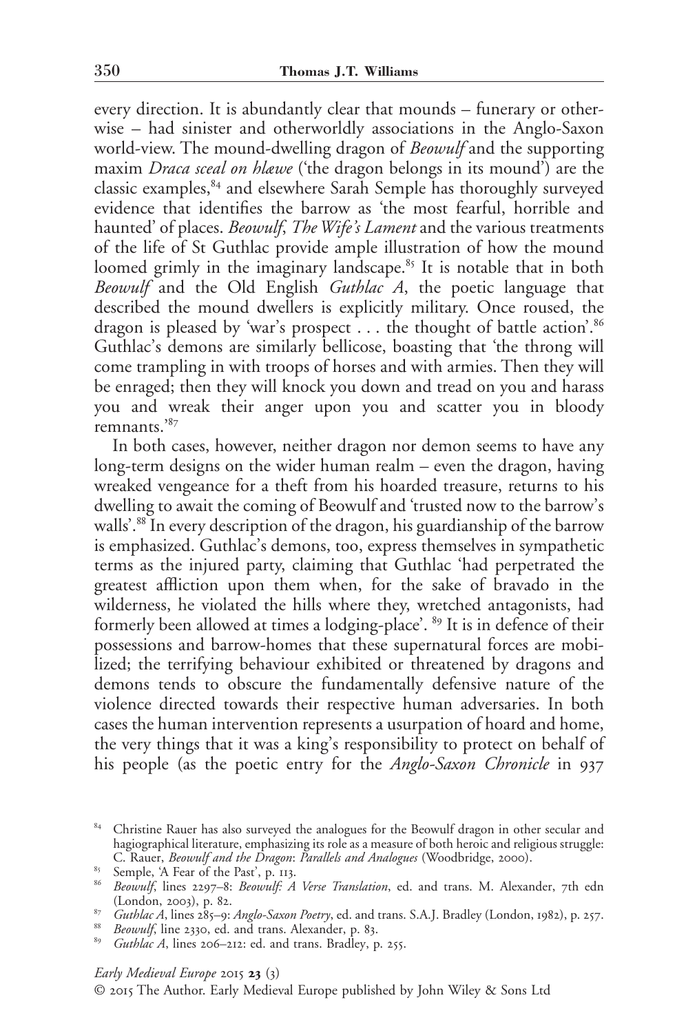every direction. It is abundantly clear that mounds – funerary or otherwise – had sinister and otherworldly associations in the Anglo-Saxon world-view. The mound-dwelling dragon of *Beowulf* and the supporting maxim *Draca sceal on hlæwe* ('the dragon belongs in its mound') are the classic examples,[84] and elsewhere Sarah Semple has thoroughly surveyed evidence that identifies the barrow as 'the most fearful, horrible and haunted' of places. *Beowulf*, *The Wife's Lament* and the various treatments of the life of St Guthlac provide ample illustration of how the mound loomed grimly in the imaginary landscape.[85] It is notable that in both *Beowulf* and the Old English *Guthlac A*, the poetic language that described the mound dwellers is explicitly military. Once roused, the dragon is pleased by 'war's prospect . . . the thought of battle action'.[86] Guthlac's demons are similarly bellicose, boasting that 'the throng will come trampling in with troops of horses and with armies. Then they will be enraged; then they will knock you down and tread on you and harass you and wreak their anger upon you and scatter you in bloody remnants.'[87]

In both cases, however, neither dragon nor demon seems to have any long-term designs on the wider human realm – even the dragon, having wreaked vengeance for a theft from his hoarded treasure, returns to his dwelling to await the coming of Beowulf and 'trusted now to the barrow's walls'.[88] In every description of the dragon, his guardianship of the barrow is emphasized. Guthlac's demons, too, express themselves in sympathetic terms as the injured party, claiming that Guthlac 'had perpetrated the greatest affliction upon them when, for the sake of bravado in the wilderness, he violated the hills where they, wretched antagonists, had formerly been allowed at times a lodging-place'.[89] It is in defence of their possessions and barrow-homes that these supernatural forces are mobilized; the terrifying behaviour exhibited or threatened by dragons and demons tends to obscure the fundamentally defensive nature of the violence directed towards their respective human adversaries. In both cases the human intervention represents a usurpation of hoard and home, the very things that it was a king's responsibility to protect on behalf of his people (as the poetic entry for the *Anglo-Saxon Chronicle* in 937

[84] Christine Rauer has also surveyed the analogues for the Beowulf dragon in other secular and hagiographical literature, emphasizing its role as a measure of both heroic and religious struggle: C. Rauer, *Beowulf and the Dragon*: *Parallels and Analogues* (Woodbridge, 2000).

[85] Semple, 'A Fear of the Past', p. 113.

[86] *Beowulf*, lines 2297–8: *Beowulf: A Verse Translation*, ed. and trans. M. Alexander, 7th edn (London, 2003), p. 82.

[87] *Guthlac A*, lines 285–9: *Anglo-Saxon Poetry*, ed. and trans. S.A.J. Bradley (London, 1982), p. 257.

[88] *Beowulf*, line 2330, ed. and trans. Alexander, p. 83.

[89] *Guthlac A*, lines 206–212: ed. and trans. Bradley, p. 255.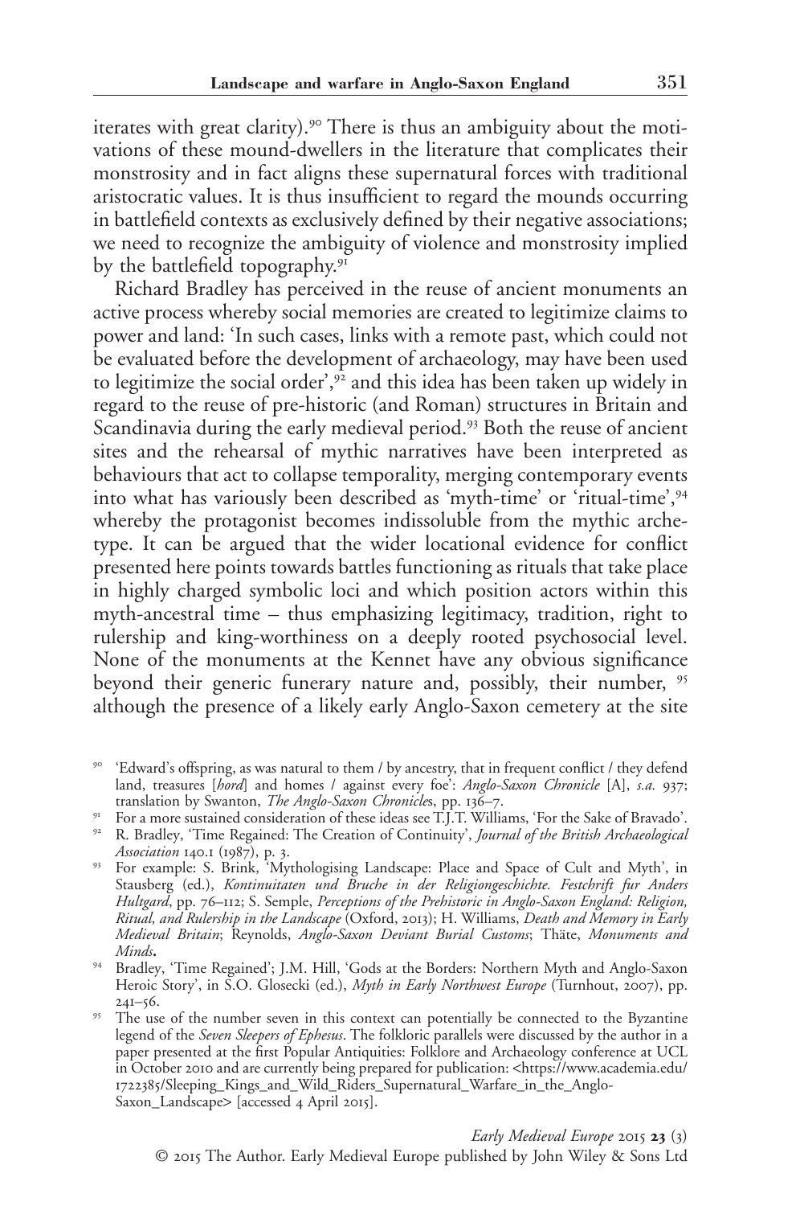iterates with great clarity).[90] There is thus an ambiguity about the motivations of these mound-dwellers in the literature that complicates their monstrosity and in fact aligns these supernatural forces with traditional aristocratic values. It is thus insufficient to regard the mounds occurring in battlefield contexts as exclusively defined by their negative associations; we need to recognize the ambiguity of violence and monstrosity implied by the battlefield topography.[91]

Richard Bradley has perceived in the reuse of ancient monuments an active process whereby social memories are created to legitimize claims to power and land: 'In such cases, links with a remote past, which could not be evaluated before the development of archaeology, may have been used to legitimize the social order',[92] and this idea has been taken up widely in regard to the reuse of pre-historic (and Roman) structures in Britain and Scandinavia during the early medieval period.[93] Both the reuse of ancient sites and the rehearsal of mythic narratives have been interpreted as behaviours that act to collapse temporality, merging contemporary events into what has variously been described as 'myth-time' or 'ritual-time',[94] whereby the protagonist becomes indissoluble from the mythic archetype. It can be argued that the wider locational evidence for conflict presented here points towards battles functioning as rituals that take place in highly charged symbolic loci and which position actors within this myth-ancestral time – thus emphasizing legitimacy, tradition, right to rulership and king-worthiness on a deeply rooted psychosocial level. None of the monuments at the Kennet have any obvious significance beyond their generic funerary nature and, possibly, their number, [95] although the presence of a likely early Anglo-Saxon cemetery at the site

[90] 'Edward's offspring, as was natural to them / by ancestry, that in frequent conflict / they defend land, treasures [*hord*] and homes / against every foe': *Anglo-Saxon Chronicle* [A], *s.a.* 937; translation by Swanton, *The Anglo-Saxon Chronicles*, pp. 136–7.

[91] For a more sustained consideration of these ideas see T.J.T. Williams, 'For the Sake of Bravado'.

[92] R. Bradley, 'Time Regained: The Creation of Continuity', *Journal of the British Archaeological Association* 140.1 (1987), p. 3.

[93] For example: S. Brink, 'Mythologising Landscape: Place and Space of Cult and Myth', in Stausberg (ed.), *Kontinuitaten und Bruche in der Religiongeschichte. Festchrift fur Anders Hultgard*, pp. 76–112; S. Semple, *Perceptions of the Prehistoric in Anglo-Saxon England: Religion, Ritual, and Rulership in the Landscape* (Oxford, 2013); H. Williams, *Death and Memory in Early Medieval Britain*; Reynolds, *Anglo-Saxon Deviant Burial Customs*; Thäte, *Monuments and Minds*.

[94] Bradley, 'Time Regained'; J.M. Hill, 'Gods at the Borders: Northern Myth and Anglo-Saxon Heroic Story', in S.O. Glosecki (ed.), *Myth in Early Northwest Europe* (Turnhout, 2007), pp. 241–56.

[95] The use of the number seven in this context can potentially be connected to the Byzantine legend of the *Seven Sleepers of Ephesus*. The folkloric parallels were discussed by the author in a paper presented at the first Popular Antiquities: Folklore and Archaeology conference at UCL in October 2010 and are currently being prepared for publication: <https://www.academia.edu/1722385/Sleeping_Kings_and_Wild_Riders_Supernatural_Warfare_in_the_Anglo-Saxon_Landscape> [accessed 4 April 2015].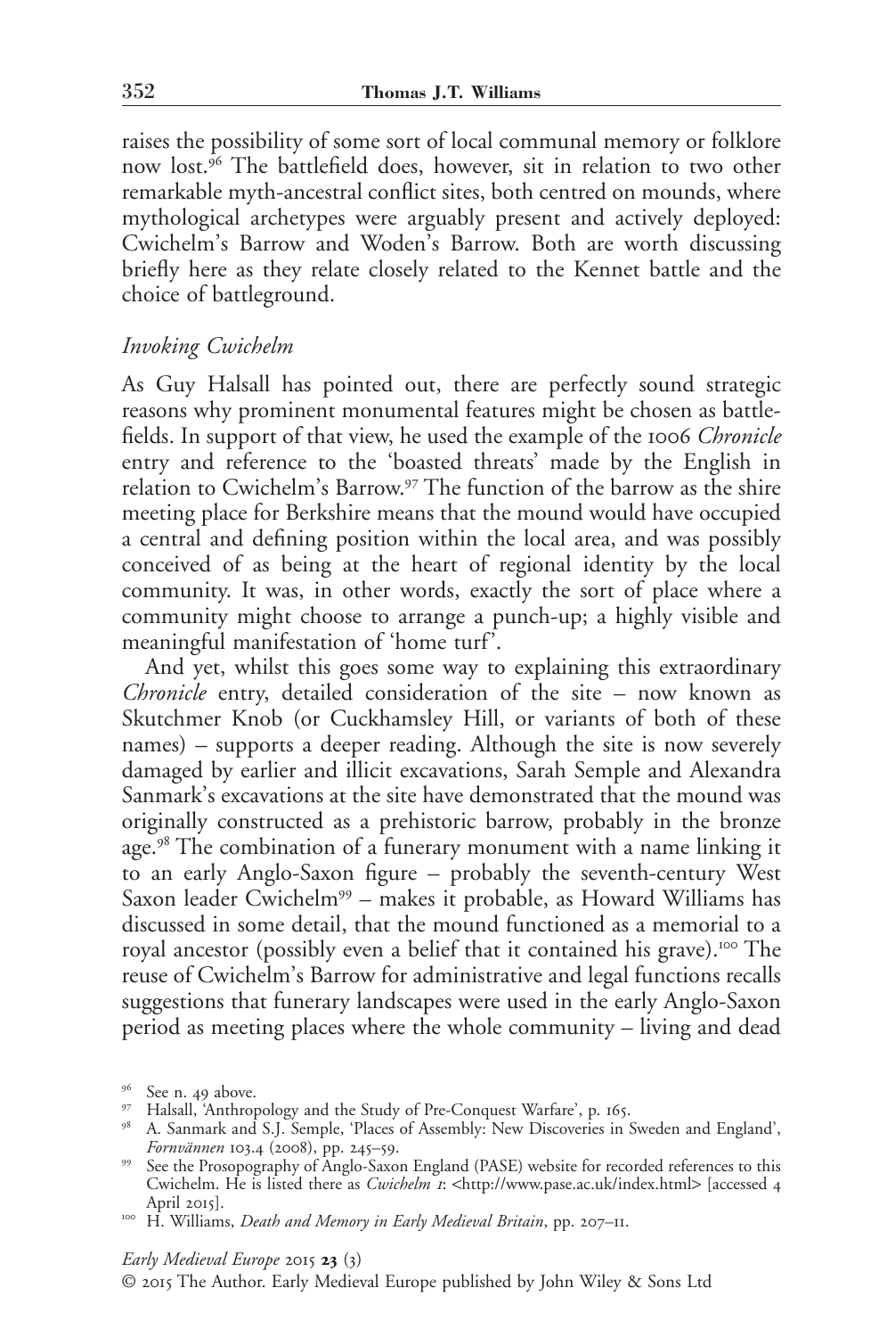raises the possibility of some sort of local communal memory or folklore now lost.[96] The battlefield does, however, sit in relation to two other remarkable myth-ancestral conflict sites, both centred on mounds, where mythological archetypes were arguably present and actively deployed: Cwichelm's Barrow and Woden's Barrow. Both are worth discussing briefly here as they relate closely related to the Kennet battle and the choice of battleground.

### *Invoking Cwichelm*

As Guy Halsall has pointed out, there are perfectly sound strategic reasons why prominent monumental features might be chosen as battlefields. In support of that view, he used the example of the 1006 *Chronicle* entry and reference to the 'boasted threats' made by the English in relation to Cwichelm's Barrow.[97] The function of the barrow as the shire meeting place for Berkshire means that the mound would have occupied a central and defining position within the local area, and was possibly conceived of as being at the heart of regional identity by the local community. It was, in other words, exactly the sort of place where a community might choose to arrange a punch-up; a highly visible and meaningful manifestation of 'home turf'.

And yet, whilst this goes some way to explaining this extraordinary *Chronicle* entry, detailed consideration of the site – now known as Skutchmer Knob (or Cuckhamsley Hill, or variants of both of these names) – supports a deeper reading. Although the site is now severely damaged by earlier and illicit excavations, Sarah Semple and Alexandra Sanmark's excavations at the site have demonstrated that the mound was originally constructed as a prehistoric barrow, probably in the bronze age.[98] The combination of a funerary monument with a name linking it to an early Anglo-Saxon figure – probably the seventh-century West Saxon leader Cwichelm[99] – makes it probable, as Howard Williams has discussed in some detail, that the mound functioned as a memorial to a royal ancestor (possibly even a belief that it contained his grave).[100] The reuse of Cwichelm's Barrow for administrative and legal functions recalls suggestions that funerary landscapes were used in the early Anglo-Saxon period as meeting places where the whole community – living and dead

---

[96] See n. 49 above.

[97] Halsall, 'Anthropology and the Study of Pre-Conquest Warfare', p. 165.

[98] A. Sanmark and S.J. Semple, 'Places of Assembly: New Discoveries in Sweden and England', *Fornvännen* 103.4 (2008), pp. 245–59.

[99] See the Prosopography of Anglo-Saxon England (PASE) website for recorded references to this Cwichelm. He is listed there as *Cwichelm 1*: <http://www.pase.ac.uk/index.html> [accessed 4 April 2015].

[100] H. Williams, *Death and Memory in Early Medieval Britain*, pp. 207–11.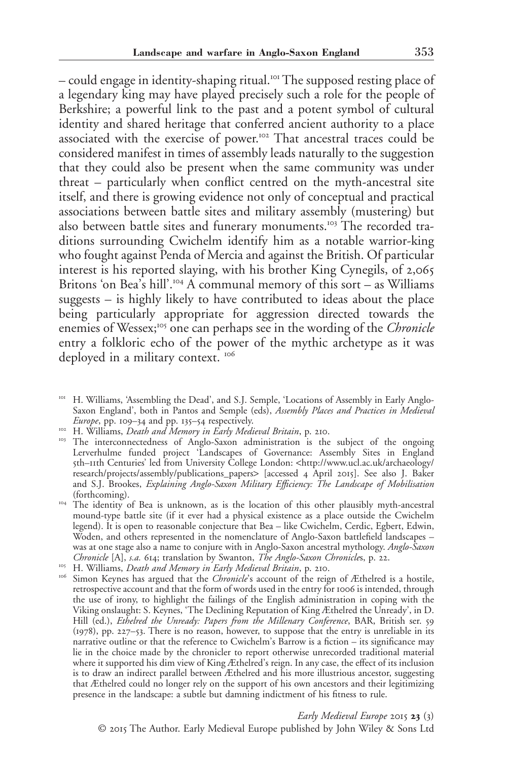– could engage in identity-shaping ritual.[101] The supposed resting place of a legendary king may have played precisely such a role for the people of Berkshire; a powerful link to the past and a potent symbol of cultural identity and shared heritage that conferred ancient authority to a place associated with the exercise of power.[102] That ancestral traces could be considered manifest in times of assembly leads naturally to the suggestion that they could also be present when the same community was under threat – particularly when conflict centred on the myth-ancestral site itself, and there is growing evidence not only of conceptual and practical associations between battle sites and military assembly (mustering) but also between battle sites and funerary monuments.[103] The recorded traditions surrounding Cwichelm identify him as a notable warrior-king who fought against Penda of Mercia and against the British. Of particular interest is his reported slaying, with his brother King Cynegils, of 2,065 Britons 'on Bea's hill'.[104] A communal memory of this sort – as Williams suggests – is highly likely to have contributed to ideas about the place being particularly appropriate for aggression directed towards the enemies of Wessex;[105] one can perhaps see in the wording of the *Chronicle* entry a folkloric echo of the power of the mythic archetype as it was deployed in a military context. [106]

[101] H. Williams, 'Assembling the Dead', and S.J. Semple, 'Locations of Assembly in Early Anglo-Saxon England', both in Pantos and Semple (eds), *Assembly Places and Practices in Medieval Europe*, pp. 109–34 and pp. 135–54 respectively.

[102] H. Williams, *Death and Memory in Early Medieval Britain*, p. 210.

[103] The interconnectedness of Anglo-Saxon administration is the subject of the ongoing Lerverhulme funded project 'Landscapes of Governance: Assembly Sites in England 5th–11th Centuries' led from University College London: <http://www.ucl.ac.uk/archaeology/research/projects/assembly/publications_papers> [accessed 4 April 2015]. See also J. Baker and S.J. Brookes, *Explaining Anglo-Saxon Military Efficiency: The Landscape of Mobilisation* (forthcoming).

[104] The identity of Bea is unknown, as is the location of this other plausibly myth-ancestral mound-type battle site (if it ever had a physical existence as a place outside the Cwichelm legend). It is open to reasonable conjecture that Bea – like Cwichelm, Cerdic, Egbert, Edwin, Woden, and others represented in the nomenclature of Anglo-Saxon battlefield landscapes – was at one stage also a name to conjure with in Anglo-Saxon ancestral mythology. *Anglo-Saxon Chronicle* [A], *s.a.* 614; translation by Swanton, *The Anglo-Saxon Chronicles*, p. 22.

[105] H. Williams, *Death and Memory in Early Medieval Britain*, p. 210.

[106] Simon Keynes has argued that the *Chronicle*'s account of the reign of Æthelred is a hostile, retrospective account and that the form of words used in the entry for 1006 is intended, through the use of irony, to highlight the failings of the English administration in coping with the Viking onslaught: S. Keynes, 'The Declining Reputation of King Æthelred the Unready', in D. Hill (ed.), *Ethelred the Unready: Papers from the Millenary Conference*, BAR, British ser. 59 (1978), pp. 227–53. There is no reason, however, to suppose that the entry is unreliable in its narrative outline or that the reference to Cwichelm's Barrow is a fiction – its significance may lie in the choice made by the chronicler to report otherwise unrecorded traditional material where it supported his dim view of King Æthelred's reign. In any case, the effect of its inclusion is to draw an indirect parallel between Æthelred and his more illustrious ancestor, suggesting that Æthelred could no longer rely on the support of his own ancestors and their legitimizing presence in the landscape: a subtle but damning indictment of his fitness to rule.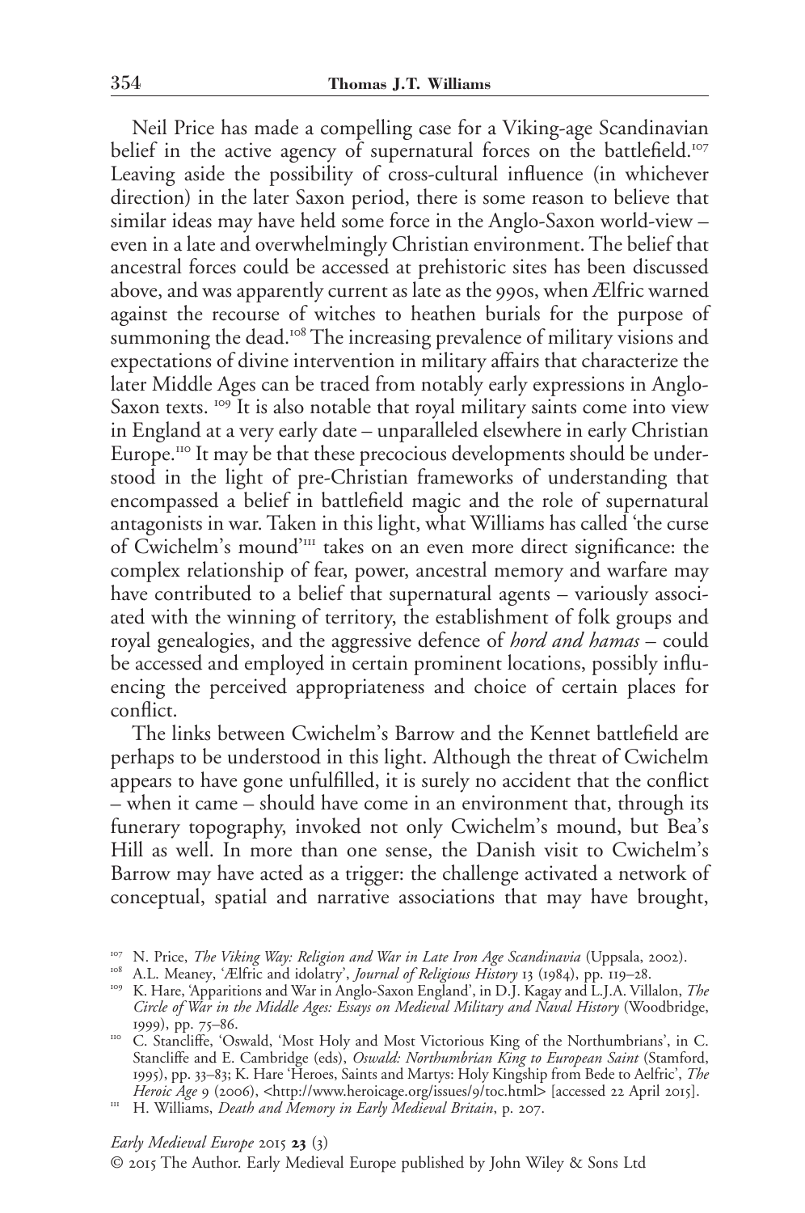Neil Price has made a compelling case for a Viking-age Scandinavian belief in the active agency of supernatural forces on the battlefield.[107] Leaving aside the possibility of cross-cultural influence (in whichever direction) in the later Saxon period, there is some reason to believe that similar ideas may have held some force in the Anglo-Saxon world-view – even in a late and overwhelmingly Christian environment. The belief that ancestral forces could be accessed at prehistoric sites has been discussed above, and was apparently current as late as the 990s, when Ælfric warned against the recourse of witches to heathen burials for the purpose of summoning the dead.[108] The increasing prevalence of military visions and expectations of divine intervention in military affairs that characterize the later Middle Ages can be traced from notably early expressions in Anglo-Saxon texts. [109] It is also notable that royal military saints come into view in England at a very early date – unparalleled elsewhere in early Christian Europe.[110] It may be that these precocious developments should be understood in the light of pre-Christian frameworks of understanding that encompassed a belief in battlefield magic and the role of supernatural antagonists in war. Taken in this light, what Williams has called 'the curse of Cwichelm's mound'[111] takes on an even more direct significance: the complex relationship of fear, power, ancestral memory and warfare may have contributed to a belief that supernatural agents – variously associated with the winning of territory, the establishment of folk groups and royal genealogies, and the aggressive defence of *hord and hamas* – could be accessed and employed in certain prominent locations, possibly influencing the perceived appropriateness and choice of certain places for conflict.

The links between Cwichelm's Barrow and the Kennet battlefield are perhaps to be understood in this light. Although the threat of Cwichelm appears to have gone unfulfilled, it is surely no accident that the conflict – when it came – should have come in an environment that, through its funerary topography, invoked not only Cwichelm's mound, but Bea's Hill as well. In more than one sense, the Danish visit to Cwichelm's Barrow may have acted as a trigger: the challenge activated a network of conceptual, spatial and narrative associations that may have brought,

[107] N. Price, *The Viking Way: Religion and War in Late Iron Age Scandinavia* (Uppsala, 2002).

[108] A.L. Meaney, 'Ælfric and idolatry', *Journal of Religious History* 13 (1984), pp. 119–28.

[109] K. Hare, 'Apparitions and War in Anglo-Saxon England', in D.J. Kagay and L.J.A. Villalon, *The Circle of War in the Middle Ages: Essays on Medieval Military and Naval History* (Woodbridge, 1999), pp. 75–86.

[110] C. Stancliffe, 'Oswald, 'Most Holy and Most Victorious King of the Northumbrians', in C. Stancliffe and E. Cambridge (eds), *Oswald: Northumbrian King to European Saint* (Stamford, 1995), pp. 33–83; K. Hare 'Heroes, Saints and Martys: Holy Kingship from Bede to Aelfric', *The Heroic Age* 9 (2006), <http://www.heroicage.org/issues/9/toc.html> [accessed 22 April 2015].

[111] H. Williams, *Death and Memory in Early Medieval Britain*, p. 207.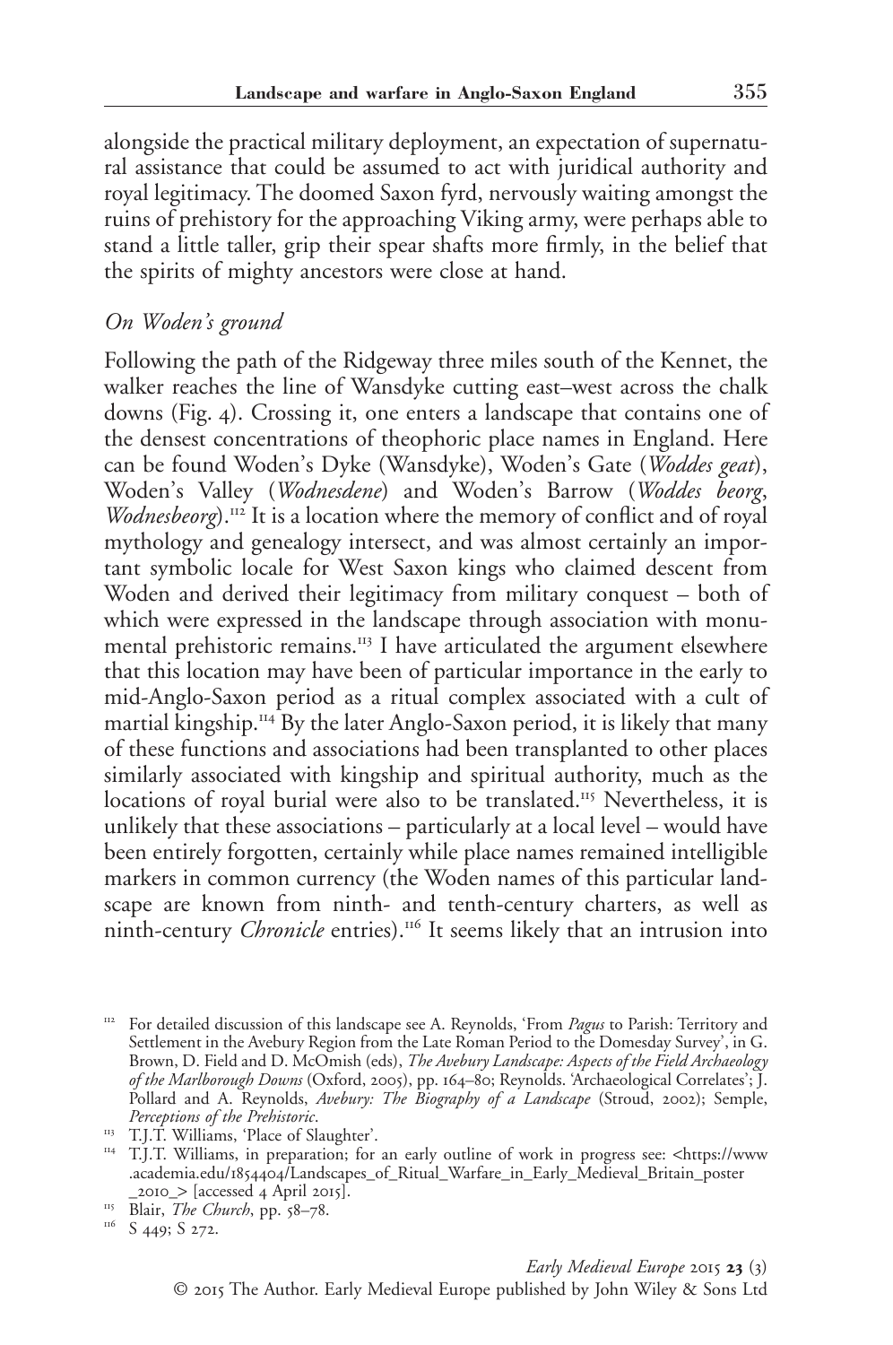alongside the practical military deployment, an expectation of supernatural assistance that could be assumed to act with juridical authority and royal legitimacy. The doomed Saxon fyrd, nervously waiting amongst the ruins of prehistory for the approaching Viking army, were perhaps able to stand a little taller, grip their spear shafts more firmly, in the belief that the spirits of mighty ancestors were close at hand.

### *On Woden's ground*

Following the path of the Ridgeway three miles south of the Kennet, the walker reaches the line of Wansdyke cutting east–west across the chalk downs (Fig. 4). Crossing it, one enters a landscape that contains one of the densest concentrations of theophoric place names in England. Here can be found Woden's Dyke (Wansdyke), Woden's Gate (*Woddes geat*), Woden's Valley (*Wodnesdene*) and Woden's Barrow (*Woddes beorg*, *Wodnesbeorg*).[112] It is a location where the memory of conflict and of royal mythology and genealogy intersect, and was almost certainly an important symbolic locale for West Saxon kings who claimed descent from Woden and derived their legitimacy from military conquest – both of which were expressed in the landscape through association with monumental prehistoric remains.[113] I have articulated the argument elsewhere that this location may have been of particular importance in the early to mid-Anglo-Saxon period as a ritual complex associated with a cult of martial kingship.[114] By the later Anglo-Saxon period, it is likely that many of these functions and associations had been transplanted to other places similarly associated with kingship and spiritual authority, much as the locations of royal burial were also to be translated.[115] Nevertheless, it is unlikely that these associations – particularly at a local level – would have been entirely forgotten, certainly while place names remained intelligible markers in common currency (the Woden names of this particular landscape are known from ninth- and tenth-century charters, as well as ninth-century *Chronicle* entries).[116] It seems likely that an intrusion into

---

[112] For detailed discussion of this landscape see A. Reynolds, 'From *Pagus* to Parish: Territory and Settlement in the Avebury Region from the Late Roman Period to the Domesday Survey', in G. Brown, D. Field and D. McOmish (eds), *The Avebury Landscape: Aspects of the Field Archaeology of the Marlborough Downs* (Oxford, 2005), pp. 164–80; Reynolds. 'Archaeological Correlates'; J. Pollard and A. Reynolds, *Avebury: The Biography of a Landscape* (Stroud, 2002); Semple, *Perceptions of the Prehistoric*.

[113] T.J.T. Williams, 'Place of Slaughter'.

[114] T.J.T. Williams, in preparation; for an early outline of work in progress see: <https://www.academia.edu/1854404/Landscapes_of_Ritual_Warfare_in_Early_Medieval_Britain_poster_2010_> [accessed 4 April 2015].

[115] Blair, *The Church*, pp. 58–78.

[116] S 449; S 272.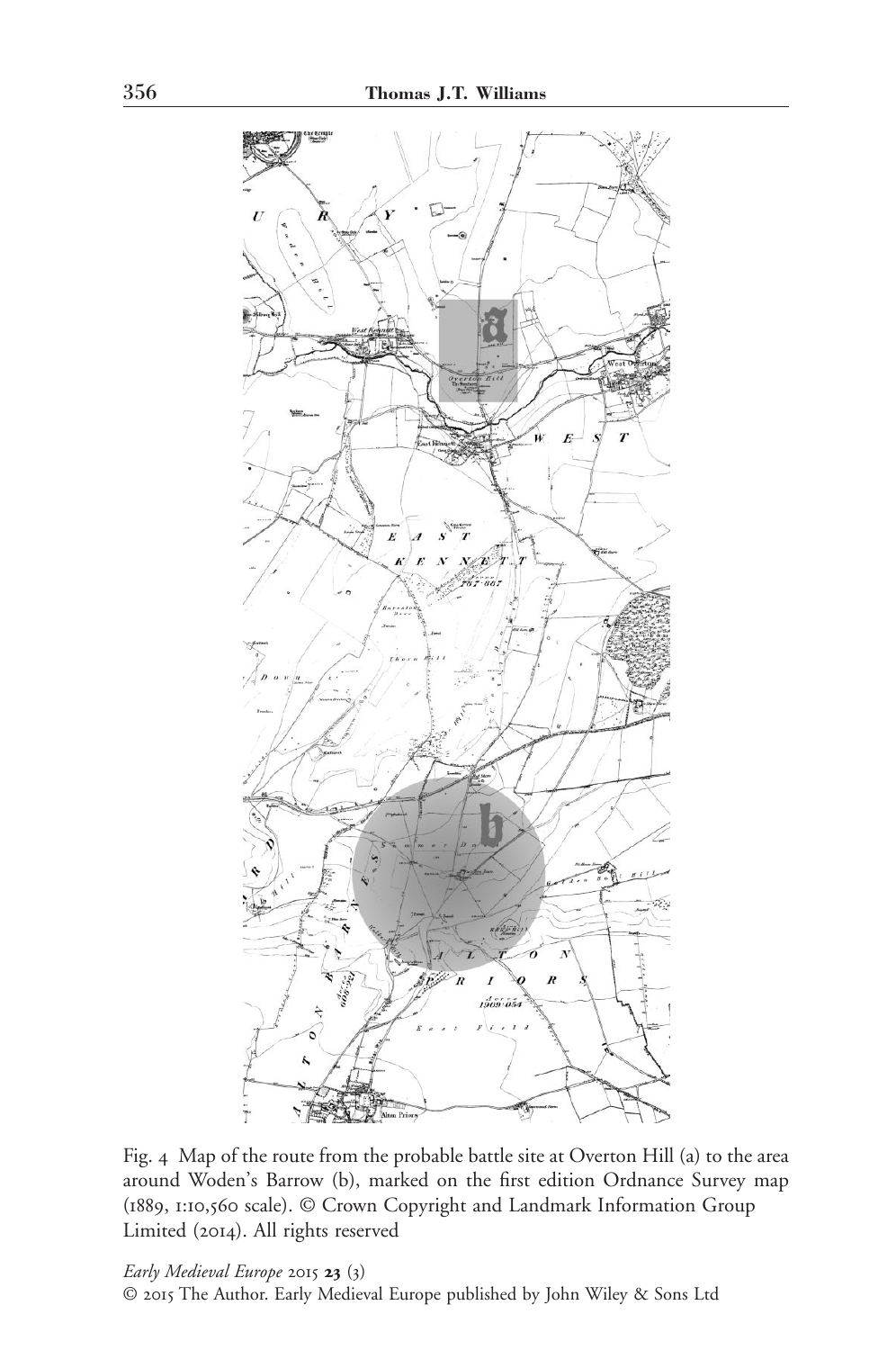Fig. 4 Map of the route from the probable battle site at Overton Hill (a) to the area around Woden's Barrow (b), marked on the first edition Ordnance Survey map (1889, 1:10,560 scale). © Crown Copyright and Landmark Information Group Limited (2014). All rights reserved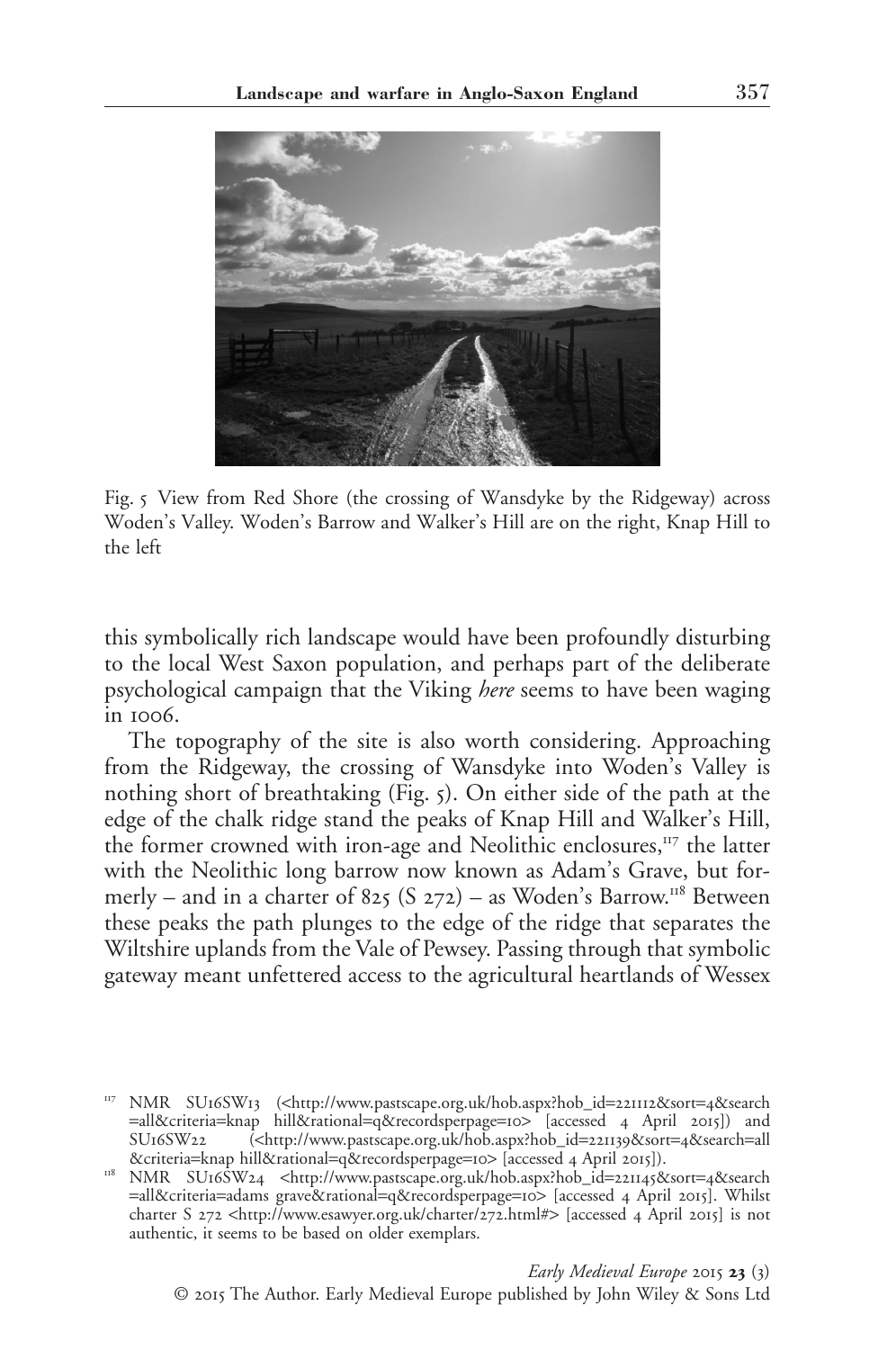Fig. 5 View from Red Shore (the crossing of Wansdyke by the Ridgeway) across Woden's Valley. Woden's Barrow and Walker's Hill are on the right, Knap Hill to the left

this symbolically rich landscape would have been profoundly disturbing to the local West Saxon population, and perhaps part of the deliberate psychological campaign that the Viking *here* seems to have been waging in 1006.

The topography of the site is also worth considering. Approaching from the Ridgeway, the crossing of Wansdyke into Woden's Valley is nothing short of breathtaking (Fig. 5). On either side of the path at the edge of the chalk ridge stand the peaks of Knap Hill and Walker's Hill, the former crowned with iron-age and Neolithic enclosures,[117] the latter with the Neolithic long barrow now known as Adam's Grave, but formerly – and in a charter of 825 (S 272) – as Woden's Barrow.[118] Between these peaks the path plunges to the edge of the ridge that separates the Wiltshire uplands from the Vale of Pewsey. Passing through that symbolic gateway meant unfettered access to the agricultural heartlands of Wessex

[117] NMR SU16SW13 (<http://www.pastscape.org.uk/hob.aspx?hob_id=221112&sort=4&search=all&criteria=knap hill&rational=q&recordsperpage=10> [accessed 4 April 2015]) and SU16SW22 (<http://www.pastscape.org.uk/hob.aspx?hob_id=221139&sort=4&search=all&criteria=knap hill&rational=q&recordsperpage=10> [accessed 4 April 2015]).

[118] NMR SU16SW24 <http://www.pastscape.org.uk/hob.aspx?hob_id=221145&sort=4&search=all&criteria=adams grave&rational=q&recordsperpage=10> [accessed 4 April 2015]. Whilst charter S 272 <http://www.esawyer.org.uk/charter/272.html#> [accessed 4 April 2015] is not authentic, it seems to be based on older exemplars.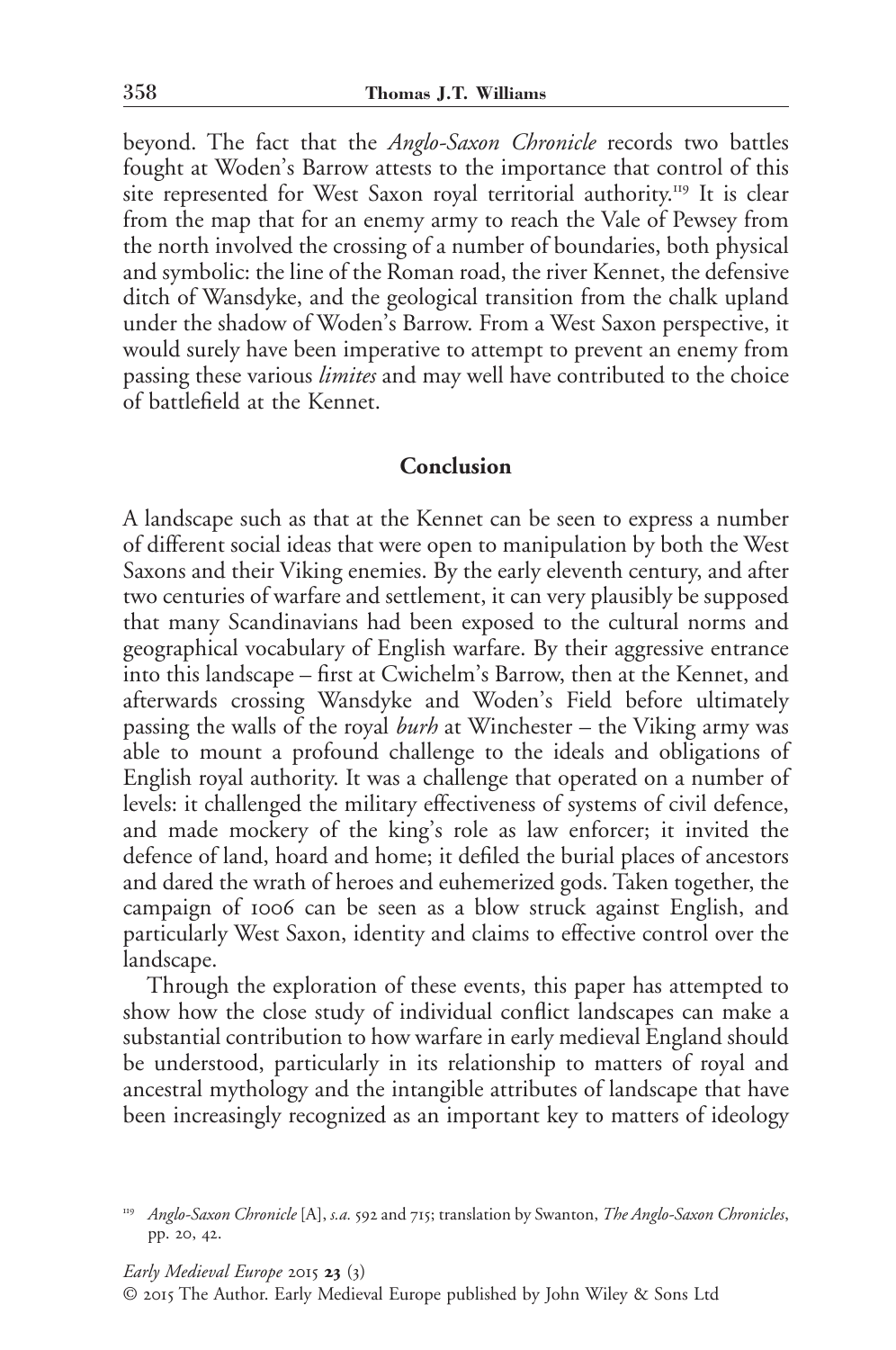beyond. The fact that the *Anglo-Saxon Chronicle* records two battles fought at Woden's Barrow attests to the importance that control of this site represented for West Saxon royal territorial authority.[119] It is clear from the map that for an enemy army to reach the Vale of Pewsey from the north involved the crossing of a number of boundaries, both physical and symbolic: the line of the Roman road, the river Kennet, the defensive ditch of Wansdyke, and the geological transition from the chalk upland under the shadow of Woden's Barrow. From a West Saxon perspective, it would surely have been imperative to attempt to prevent an enemy from passing these various *limites* and may well have contributed to the choice of battlefield at the Kennet.

## Conclusion

A landscape such as that at the Kennet can be seen to express a number of different social ideas that were open to manipulation by both the West Saxons and their Viking enemies. By the early eleventh century, and after two centuries of warfare and settlement, it can very plausibly be supposed that many Scandinavians had been exposed to the cultural norms and geographical vocabulary of English warfare. By their aggressive entrance into this landscape – first at Cwichelm's Barrow, then at the Kennet, and afterwards crossing Wansdyke and Woden's Field before ultimately passing the walls of the royal *burh* at Winchester – the Viking army was able to mount a profound challenge to the ideals and obligations of English royal authority. It was a challenge that operated on a number of levels: it challenged the military effectiveness of systems of civil defence, and made mockery of the king's role as law enforcer; it invited the defence of land, hoard and home; it defiled the burial places of ancestors and dared the wrath of heroes and euhemerized gods. Taken together, the campaign of 1006 can be seen as a blow struck against English, and particularly West Saxon, identity and claims to effective control over the landscape.

Through the exploration of these events, this paper has attempted to show how the close study of individual conflict landscapes can make a substantial contribution to how warfare in early medieval England should be understood, particularly in its relationship to matters of royal and ancestral mythology and the intangible attributes of landscape that have been increasingly recognized as an important key to matters of ideology

[119] *Anglo-Saxon Chronicle* [A], *s.a.* 592 and 715; translation by Swanton, *The Anglo-Saxon Chronicles*, pp. 20, 42.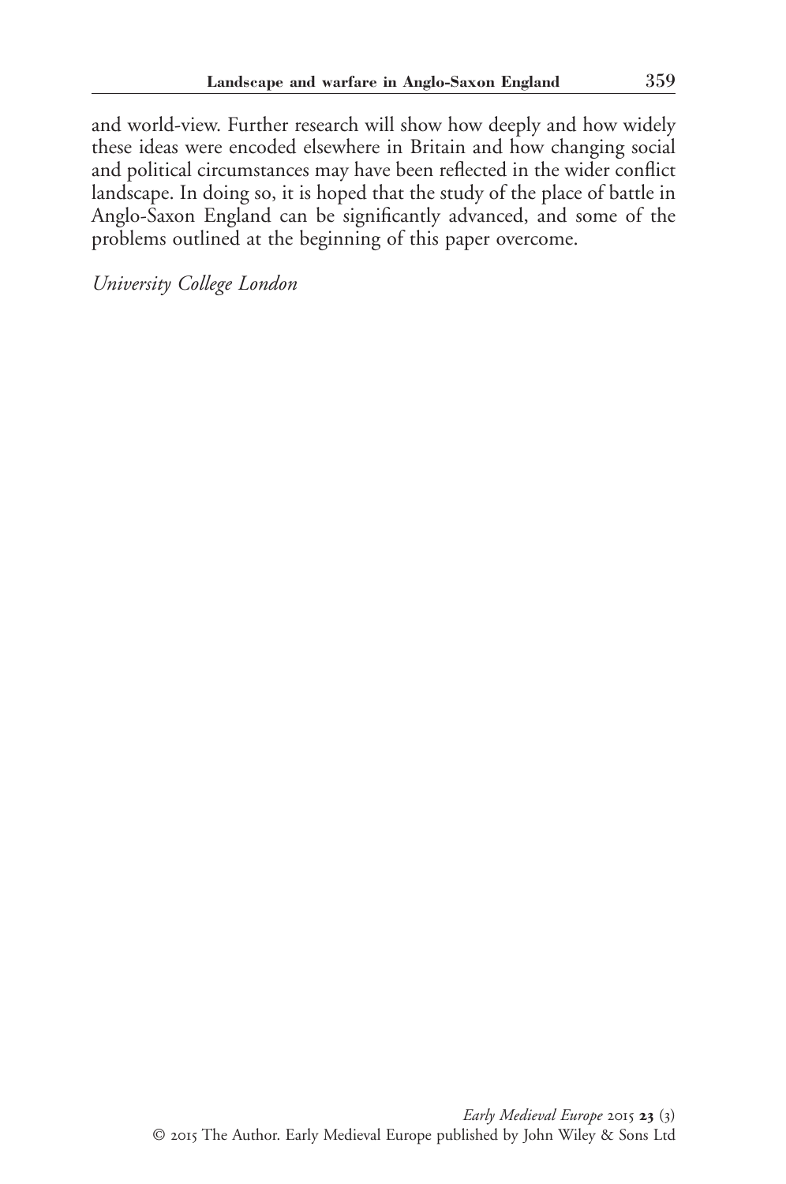and world-view. Further research will show how deeply and how widely these ideas were encoded elsewhere in Britain and how changing social and political circumstances may have been reflected in the wider conflict landscape. In doing so, it is hoped that the study of the place of battle in Anglo-Saxon England can be significantly advanced, and some of the problems outlined at the beginning of this paper overcome.

*University College London*